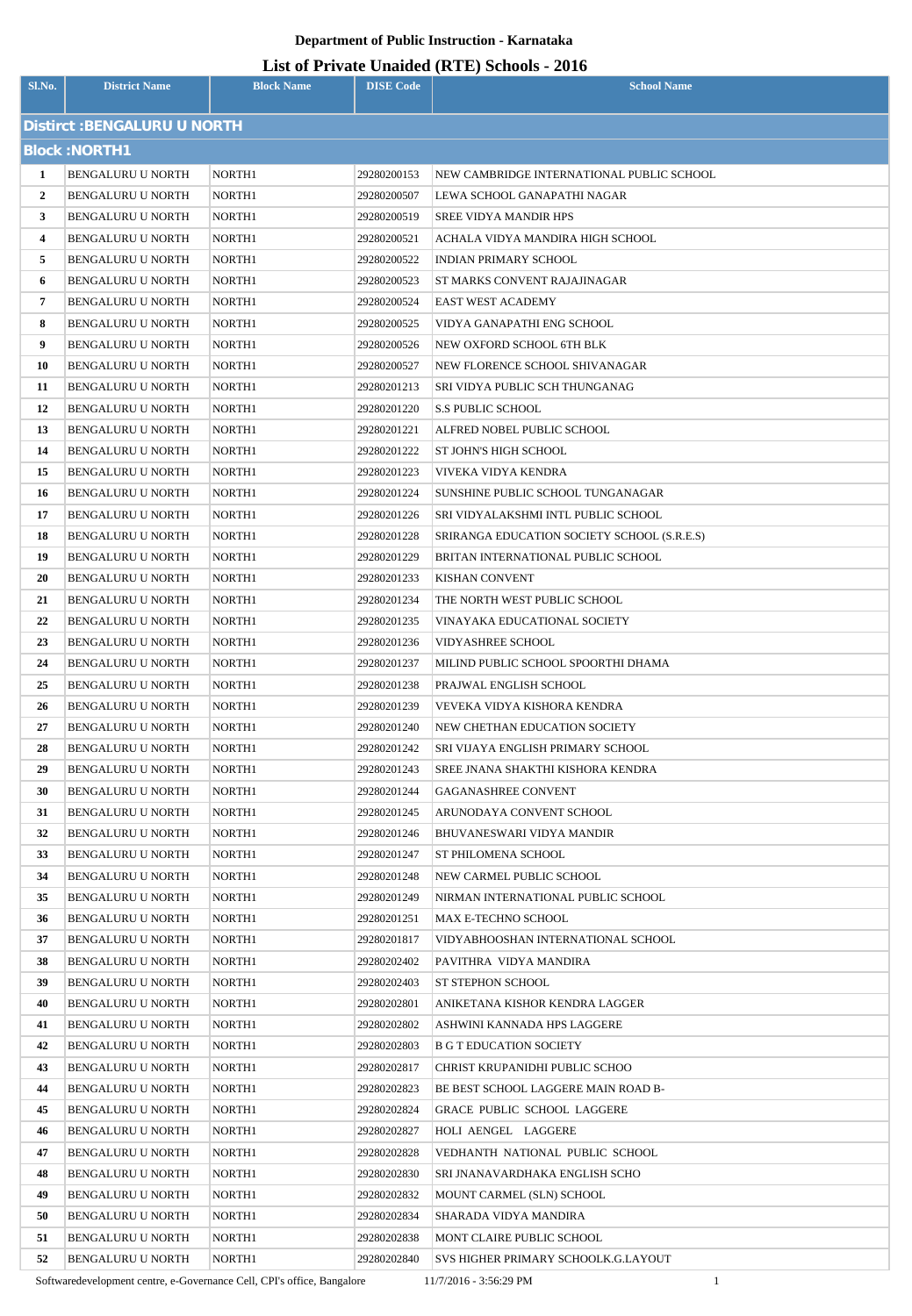# Department of Public Instruction - Karnataka

## List of Private Unaided (RTE) Schools - 2016

| Sl.No. | District Name | Block Name | DISE Code | School Name |
|---|---|---|---|---|
| **Distirct :BENGALURU U NORTH** | | | | |
| **Block :NORTH1** | | | | |
| 1 | BENGALURU U NORTH | NORTH1 | 29280200153 | NEW CAMBRIDGE INTERNATIONAL PUBLIC SCHOOL |
| 2 | BENGALURU U NORTH | NORTH1 | 29280200507 | LEWA SCHOOL GANAPATHI NAGAR |
| 3 | BENGALURU U NORTH | NORTH1 | 29280200519 | SREE VIDYA MANDIR HPS |
| 4 | BENGALURU U NORTH | NORTH1 | 29280200521 | ACHALA VIDYA MANDIRA HIGH SCHOOL |
| 5 | BENGALURU U NORTH | NORTH1 | 29280200522 | INDIAN PRIMARY SCHOOL |
| 6 | BENGALURU U NORTH | NORTH1 | 29280200523 | ST MARKS CONVENT RAJAJINAGAR |
| 7 | BENGALURU U NORTH | NORTH1 | 29280200524 | EAST WEST ACADEMY |
| 8 | BENGALURU U NORTH | NORTH1 | 29280200525 | VIDYA GANAPATHI ENG SCHOOL |
| 9 | BENGALURU U NORTH | NORTH1 | 29280200526 | NEW OXFORD SCHOOL 6TH BLK |
| 10 | BENGALURU U NORTH | NORTH1 | 29280200527 | NEW FLORENCE SCHOOL SHIVANAGAR |
| 11 | BENGALURU U NORTH | NORTH1 | 29280201213 | SRI VIDYA PUBLIC SCH THUNGANAG |
| 12 | BENGALURU U NORTH | NORTH1 | 29280201220 | S.S PUBLIC SCHOOL |
| 13 | BENGALURU U NORTH | NORTH1 | 29280201221 | ALFRED NOBEL PUBLIC SCHOOL |
| 14 | BENGALURU U NORTH | NORTH1 | 29280201222 | ST JOHN'S HIGH SCHOOL |
| 15 | BENGALURU U NORTH | NORTH1 | 29280201223 | VIVEKA VIDYA KENDRA |
| 16 | BENGALURU U NORTH | NORTH1 | 29280201224 | SUNSHINE PUBLIC SCHOOL TUNGANAGAR |
| 17 | BENGALURU U NORTH | NORTH1 | 29280201226 | SRI VIDYALAKSHMI INTL PUBLIC SCHOOL |
| 18 | BENGALURU U NORTH | NORTH1 | 29280201228 | SRIRANGA EDUCATION SOCIETY SCHOOL (S.R.E.S) |
| 19 | BENGALURU U NORTH | NORTH1 | 29280201229 | BRITAN INTERNATIONAL PUBLIC SCHOOL |
| 20 | BENGALURU U NORTH | NORTH1 | 29280201233 | KISHAN CONVENT |
| 21 | BENGALURU U NORTH | NORTH1 | 29280201234 | THE NORTH WEST PUBLIC SCHOOL |
| 22 | BENGALURU U NORTH | NORTH1 | 29280201235 | VINAYAKA EDUCATIONAL SOCIETY |
| 23 | BENGALURU U NORTH | NORTH1 | 29280201236 | VIDYASHREE SCHOOL |
| 24 | BENGALURU U NORTH | NORTH1 | 29280201237 | MILIND PUBLIC SCHOOL SPOORTHI DHAMA |
| 25 | BENGALURU U NORTH | NORTH1 | 29280201238 | PRAJWAL ENGLISH SCHOOL |
| 26 | BENGALURU U NORTH | NORTH1 | 29280201239 | VEVEKA VIDYA KISHORA KENDRA |
| 27 | BENGALURU U NORTH | NORTH1 | 29280201240 | NEW CHETHAN EDUCATION SOCIETY |
| 28 | BENGALURU U NORTH | NORTH1 | 29280201242 | SRI VIJAYA ENGLISH PRIMARY SCHOOL |
| 29 | BENGALURU U NORTH | NORTH1 | 29280201243 | SREE JNANA SHAKTHI KISHORA KENDRA |
| 30 | BENGALURU U NORTH | NORTH1 | 29280201244 | GAGANASHREE CONVENT |
| 31 | BENGALURU U NORTH | NORTH1 | 29280201245 | ARUNODAYA CONVENT SCHOOL |
| 32 | BENGALURU U NORTH | NORTH1 | 29280201246 | BHUVANESWARI VIDYA MANDIR |
| 33 | BENGALURU U NORTH | NORTH1 | 29280201247 | ST PHILOMENA SCHOOL |
| 34 | BENGALURU U NORTH | NORTH1 | 29280201248 | NEW CARMEL PUBLIC SCHOOL |
| 35 | BENGALURU U NORTH | NORTH1 | 29280201249 | NIRMAN INTERNATIONAL PUBLIC SCHOOL |
| 36 | BENGALURU U NORTH | NORTH1 | 29280201251 | MAX E-TECHNO SCHOOL |
| 37 | BENGALURU U NORTH | NORTH1 | 29280201817 | VIDYABHOOSHAN INTERNATIONAL SCHOOL |
| 38 | BENGALURU U NORTH | NORTH1 | 29280202402 | PAVITHRA VIDYA MANDIRA |
| 39 | BENGALURU U NORTH | NORTH1 | 29280202403 | ST STEPHON SCHOOL |
| 40 | BENGALURU U NORTH | NORTH1 | 29280202801 | ANIKETANA KISHOR KENDRA LAGGER |
| 41 | BENGALURU U NORTH | NORTH1 | 29280202802 | ASHWINI KANNADA HPS LAGGERE |
| 42 | BENGALURU U NORTH | NORTH1 | 29280202803 | B G T EDUCATION SOCIETY |
| 43 | BENGALURU U NORTH | NORTH1 | 29280202817 | CHRIST KRUPANIDHI PUBLIC SCHOO |
| 44 | BENGALURU U NORTH | NORTH1 | 29280202823 | BE BEST SCHOOL LAGGERE MAIN ROAD B- |
| 45 | BENGALURU U NORTH | NORTH1 | 29280202824 | GRACE PUBLIC SCHOOL LAGGERE |
| 46 | BENGALURU U NORTH | NORTH1 | 29280202827 | HOLI AENGEL LAGGERE |
| 47 | BENGALURU U NORTH | NORTH1 | 29280202828 | VEDHANTH NATIONAL PUBLIC SCHOOL |
| 48 | BENGALURU U NORTH | NORTH1 | 29280202830 | SRI JNANAVARDHAKA ENGLISH SCHO |
| 49 | BENGALURU U NORTH | NORTH1 | 29280202832 | MOUNT CARMEL (SLN) SCHOOL |
| 50 | BENGALURU U NORTH | NORTH1 | 29280202834 | SHARADA VIDYA MANDIRA |
| 51 | BENGALURU U NORTH | NORTH1 | 29280202838 | MONT CLAIRE PUBLIC SCHOOL |
| 52 | BENGALURU U NORTH | NORTH1 | 29280202840 | SVS HIGHER PRIMARY SCHOOLK.G.LAYOUT |

Softwaredevelopment centre, e-Governance Cell, CPI's office, Bangalore 11/7/2016 - 3:56:29 PM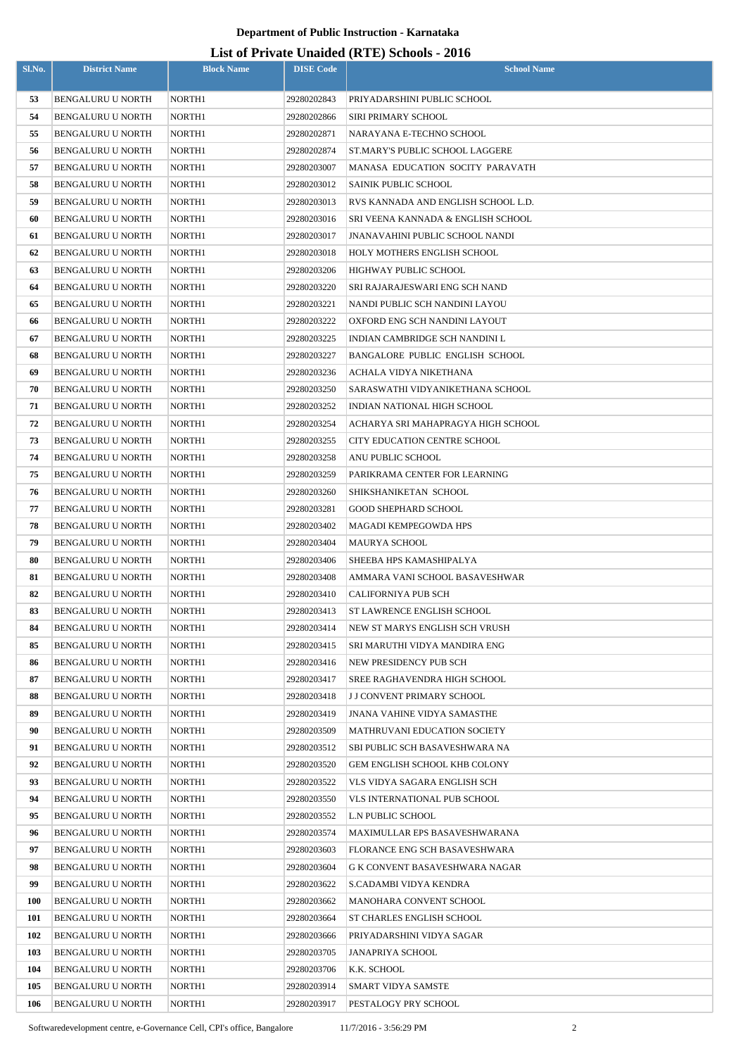**Department of Public Instruction - Karnataka**

**List of Private Unaided (RTE) Schools - 2016**

| Sl.No. | District Name | Block Name | DISE Code | School Name |
|---|---|---|---|---|
| 53 | BENGALURU U NORTH | NORTH1 | 29280202843 | PRIYADARSHINI PUBLIC SCHOOL |
| 54 | BENGALURU U NORTH | NORTH1 | 29280202866 | SIRI PRIMARY SCHOOL |
| 55 | BENGALURU U NORTH | NORTH1 | 29280202871 | NARAYANA E-TECHNO SCHOOL |
| 56 | BENGALURU U NORTH | NORTH1 | 29280202874 | ST.MARY'S PUBLIC SCHOOL LAGGERE |
| 57 | BENGALURU U NORTH | NORTH1 | 29280203007 | MANASA EDUCATION SOCITY PARAVATH |
| 58 | BENGALURU U NORTH | NORTH1 | 29280203012 | SAINIK PUBLIC SCHOOL |
| 59 | BENGALURU U NORTH | NORTH1 | 29280203013 | RVS KANNADA AND ENGLISH SCHOOL L.D. |
| 60 | BENGALURU U NORTH | NORTH1 | 29280203016 | SRI VEENA KANNADA & ENGLISH SCHOOL |
| 61 | BENGALURU U NORTH | NORTH1 | 29280203017 | JNANAVAHINI PUBLIC SCHOOL NANDI |
| 62 | BENGALURU U NORTH | NORTH1 | 29280203018 | HOLY MOTHERS ENGLISH SCHOOL |
| 63 | BENGALURU U NORTH | NORTH1 | 29280203206 | HIGHWAY PUBLIC SCHOOL |
| 64 | BENGALURU U NORTH | NORTH1 | 29280203220 | SRI RAJARAJESWARI ENG SCH NAND |
| 65 | BENGALURU U NORTH | NORTH1 | 29280203221 | NANDI PUBLIC SCH NANDINI LAYOU |
| 66 | BENGALURU U NORTH | NORTH1 | 29280203222 | OXFORD ENG SCH NANDINI LAYOUT |
| 67 | BENGALURU U NORTH | NORTH1 | 29280203225 | INDIAN CAMBRIDGE SCH NANDINI L |
| 68 | BENGALURU U NORTH | NORTH1 | 29280203227 | BANGALORE PUBLIC ENGLISH SCHOOL |
| 69 | BENGALURU U NORTH | NORTH1 | 29280203236 | ACHALA VIDYA NIKETHANA |
| 70 | BENGALURU U NORTH | NORTH1 | 29280203250 | SARASWATHI VIDYANIKETHANA SCHOOL |
| 71 | BENGALURU U NORTH | NORTH1 | 29280203252 | INDIAN NATIONAL HIGH SCHOOL |
| 72 | BENGALURU U NORTH | NORTH1 | 29280203254 | ACHARYA SRI MAHAPRAGYA HIGH SCHOOL |
| 73 | BENGALURU U NORTH | NORTH1 | 29280203255 | CITY EDUCATION CENTRE SCHOOL |
| 74 | BENGALURU U NORTH | NORTH1 | 29280203258 | ANU PUBLIC SCHOOL |
| 75 | BENGALURU U NORTH | NORTH1 | 29280203259 | PARIKRAMA CENTER FOR LEARNING |
| 76 | BENGALURU U NORTH | NORTH1 | 29280203260 | SHIKSHANIKETAN SCHOOL |
| 77 | BENGALURU U NORTH | NORTH1 | 29280203281 | GOOD SHEPHARD SCHOOL |
| 78 | BENGALURU U NORTH | NORTH1 | 29280203402 | MAGADI KEMPEGOWDA HPS |
| 79 | BENGALURU U NORTH | NORTH1 | 29280203404 | MAURYA SCHOOL |
| 80 | BENGALURU U NORTH | NORTH1 | 29280203406 | SHEEBA HPS KAMASHIPALYA |
| 81 | BENGALURU U NORTH | NORTH1 | 29280203408 | AMMARA VANI SCHOOL BASAVESHWAR |
| 82 | BENGALURU U NORTH | NORTH1 | 29280203410 | CALIFORNIYA PUB SCH |
| 83 | BENGALURU U NORTH | NORTH1 | 29280203413 | ST LAWRENCE ENGLISH SCHOOL |
| 84 | BENGALURU U NORTH | NORTH1 | 29280203414 | NEW ST MARYS ENGLISH SCH VRUSH |
| 85 | BENGALURU U NORTH | NORTH1 | 29280203415 | SRI MARUTHI VIDYA MANDIRA ENG |
| 86 | BENGALURU U NORTH | NORTH1 | 29280203416 | NEW PRESIDENCY PUB SCH |
| 87 | BENGALURU U NORTH | NORTH1 | 29280203417 | SREE RAGHAVENDRA HIGH SCHOOL |
| 88 | BENGALURU U NORTH | NORTH1 | 29280203418 | J J CONVENT PRIMARY SCHOOL |
| 89 | BENGALURU U NORTH | NORTH1 | 29280203419 | JNANA VAHINE VIDYA SAMASTHE |
| 90 | BENGALURU U NORTH | NORTH1 | 29280203509 | MATHRUVANI EDUCATION SOCIETY |
| 91 | BENGALURU U NORTH | NORTH1 | 29280203512 | SBI PUBLIC SCH BASAVESHWARA NA |
| 92 | BENGALURU U NORTH | NORTH1 | 29280203520 | GEM ENGLISH SCHOOL KHB COLONY |
| 93 | BENGALURU U NORTH | NORTH1 | 29280203522 | VLS VIDYA SAGARA ENGLISH SCH |
| 94 | BENGALURU U NORTH | NORTH1 | 29280203550 | VLS INTERNATIONAL PUB SCHOOL |
| 95 | BENGALURU U NORTH | NORTH1 | 29280203552 | L.N PUBLIC SCHOOL |
| 96 | BENGALURU U NORTH | NORTH1 | 29280203574 | MAXIMULLAR EPS BASAVESHWARANA |
| 97 | BENGALURU U NORTH | NORTH1 | 29280203603 | FLORANCE ENG SCH BASAVESHWARA |
| 98 | BENGALURU U NORTH | NORTH1 | 29280203604 | G K CONVENT BASAVESHWARA NAGAR |
| 99 | BENGALURU U NORTH | NORTH1 | 29280203622 | S.CADAMBI VIDYA KENDRA |
| 100 | BENGALURU U NORTH | NORTH1 | 29280203662 | MANOHARA CONVENT SCHOOL |
| 101 | BENGALURU U NORTH | NORTH1 | 29280203664 | ST CHARLES ENGLISH SCHOOL |
| 102 | BENGALURU U NORTH | NORTH1 | 29280203666 | PRIYADARSHINI VIDYA SAGAR |
| 103 | BENGALURU U NORTH | NORTH1 | 29280203705 | JANAPRIYA SCHOOL |
| 104 | BENGALURU U NORTH | NORTH1 | 29280203706 | K.K. SCHOOL |
| 105 | BENGALURU U NORTH | NORTH1 | 29280203914 | SMART VIDYA SAMSTE |
| 106 | BENGALURU U NORTH | NORTH1 | 29280203917 | PESTALOGY PRY SCHOOL |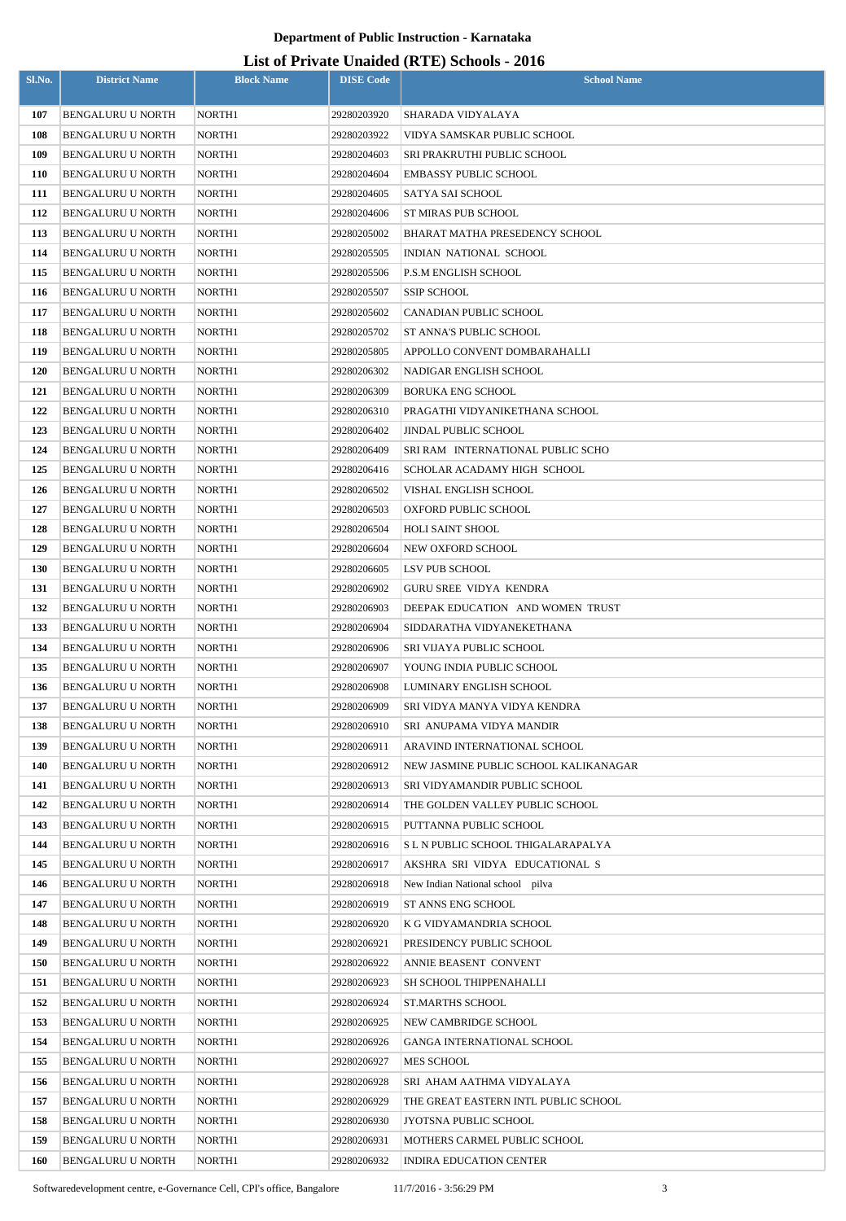**Department of Public Instruction - Karnataka**

**List of Private Unaided (RTE) Schools - 2016**

| Sl.No. | District Name | Block Name | DISE Code | School Name |
|---|---|---|---|---|
| 107 | BENGALURU U NORTH | NORTH1 | 29280203920 | SHARADA VIDYALAYA |
| 108 | BENGALURU U NORTH | NORTH1 | 29280203922 | VIDYA SAMSKAR PUBLIC SCHOOL |
| 109 | BENGALURU U NORTH | NORTH1 | 29280204603 | SRI PRAKRUTHI PUBLIC SCHOOL |
| 110 | BENGALURU U NORTH | NORTH1 | 29280204604 | EMBASSY PUBLIC SCHOOL |
| 111 | BENGALURU U NORTH | NORTH1 | 29280204605 | SATYA SAI SCHOOL |
| 112 | BENGALURU U NORTH | NORTH1 | 29280204606 | ST MIRAS PUB SCHOOL |
| 113 | BENGALURU U NORTH | NORTH1 | 29280205002 | BHARAT MATHA PRESEDENCY SCHOOL |
| 114 | BENGALURU U NORTH | NORTH1 | 29280205505 | INDIAN NATIONAL SCHOOL |
| 115 | BENGALURU U NORTH | NORTH1 | 29280205506 | P.S.M ENGLISH SCHOOL |
| 116 | BENGALURU U NORTH | NORTH1 | 29280205507 | SSIP SCHOOL |
| 117 | BENGALURU U NORTH | NORTH1 | 29280205602 | CANADIAN PUBLIC SCHOOL |
| 118 | BENGALURU U NORTH | NORTH1 | 29280205702 | ST ANNA'S PUBLIC SCHOOL |
| 119 | BENGALURU U NORTH | NORTH1 | 29280205805 | APPOLLO CONVENT DOMBARAHALLI |
| 120 | BENGALURU U NORTH | NORTH1 | 29280206302 | NADIGAR ENGLISH SCHOOL |
| 121 | BENGALURU U NORTH | NORTH1 | 29280206309 | BORUKA ENG SCHOOL |
| 122 | BENGALURU U NORTH | NORTH1 | 29280206310 | PRAGATHI VIDYANIKETHANA SCHOOL |
| 123 | BENGALURU U NORTH | NORTH1 | 29280206402 | JINDAL PUBLIC SCHOOL |
| 124 | BENGALURU U NORTH | NORTH1 | 29280206409 | SRI RAM INTERNATIONAL PUBLIC SCHO |
| 125 | BENGALURU U NORTH | NORTH1 | 29280206416 | SCHOLAR ACADAMY HIGH SCHOOL |
| 126 | BENGALURU U NORTH | NORTH1 | 29280206502 | VISHAL ENGLISH SCHOOL |
| 127 | BENGALURU U NORTH | NORTH1 | 29280206503 | OXFORD PUBLIC SCHOOL |
| 128 | BENGALURU U NORTH | NORTH1 | 29280206504 | HOLI SAINT SHOOL |
| 129 | BENGALURU U NORTH | NORTH1 | 29280206604 | NEW OXFORD SCHOOL |
| 130 | BENGALURU U NORTH | NORTH1 | 29280206605 | LSV PUB SCHOOL |
| 131 | BENGALURU U NORTH | NORTH1 | 29280206902 | GURU SREE VIDYA KENDRA |
| 132 | BENGALURU U NORTH | NORTH1 | 29280206903 | DEEPAK EDUCATION AND WOMEN TRUST |
| 133 | BENGALURU U NORTH | NORTH1 | 29280206904 | SIDDARATHA VIDYANEKETHANA |
| 134 | BENGALURU U NORTH | NORTH1 | 29280206906 | SRI VIJAYA PUBLIC SCHOOL |
| 135 | BENGALURU U NORTH | NORTH1 | 29280206907 | YOUNG INDIA PUBLIC SCHOOL |
| 136 | BENGALURU U NORTH | NORTH1 | 29280206908 | LUMINARY ENGLISH SCHOOL |
| 137 | BENGALURU U NORTH | NORTH1 | 29280206909 | SRI VIDYA MANYA VIDYA KENDRA |
| 138 | BENGALURU U NORTH | NORTH1 | 29280206910 | SRI ANUPAMA VIDYA MANDIR |
| 139 | BENGALURU U NORTH | NORTH1 | 29280206911 | ARAVIND INTERNATIONAL SCHOOL |
| 140 | BENGALURU U NORTH | NORTH1 | 29280206912 | NEW JASMINE PUBLIC SCHOOL KALIKANAGAR |
| 141 | BENGALURU U NORTH | NORTH1 | 29280206913 | SRI VIDYAMANDIR PUBLIC SCHOOL |
| 142 | BENGALURU U NORTH | NORTH1 | 29280206914 | THE GOLDEN VALLEY PUBLIC SCHOOL |
| 143 | BENGALURU U NORTH | NORTH1 | 29280206915 | PUTTANNA PUBLIC SCHOOL |
| 144 | BENGALURU U NORTH | NORTH1 | 29280206916 | S L N PUBLIC SCHOOL THIGALARAPALYA |
| 145 | BENGALURU U NORTH | NORTH1 | 29280206917 | AKSHRA SRI VIDYA EDUCATIONAL S |
| 146 | BENGALURU U NORTH | NORTH1 | 29280206918 | New Indian National school pilva |
| 147 | BENGALURU U NORTH | NORTH1 | 29280206919 | ST ANNS ENG SCHOOL |
| 148 | BENGALURU U NORTH | NORTH1 | 29280206920 | K G VIDYAMANDRIA SCHOOL |
| 149 | BENGALURU U NORTH | NORTH1 | 29280206921 | PRESIDENCY PUBLIC SCHOOL |
| 150 | BENGALURU U NORTH | NORTH1 | 29280206922 | ANNIE BEASENT CONVENT |
| 151 | BENGALURU U NORTH | NORTH1 | 29280206923 | SH SCHOOL THIPPENAHALLI |
| 152 | BENGALURU U NORTH | NORTH1 | 29280206924 | ST.MARTHS SCHOOL |
| 153 | BENGALURU U NORTH | NORTH1 | 29280206925 | NEW CAMBRIDGE SCHOOL |
| 154 | BENGALURU U NORTH | NORTH1 | 29280206926 | GANGA INTERNATIONAL SCHOOL |
| 155 | BENGALURU U NORTH | NORTH1 | 29280206927 | MES SCHOOL |
| 156 | BENGALURU U NORTH | NORTH1 | 29280206928 | SRI AHAM AATHMA VIDYALAYA |
| 157 | BENGALURU U NORTH | NORTH1 | 29280206929 | THE GREAT EASTERN INTL PUBLIC SCHOOL |
| 158 | BENGALURU U NORTH | NORTH1 | 29280206930 | JYOTSNA PUBLIC SCHOOL |
| 159 | BENGALURU U NORTH | NORTH1 | 29280206931 | MOTHERS CARMEL PUBLIC SCHOOL |
| 160 | BENGALURU U NORTH | NORTH1 | 29280206932 | INDIRA EDUCATION CENTER |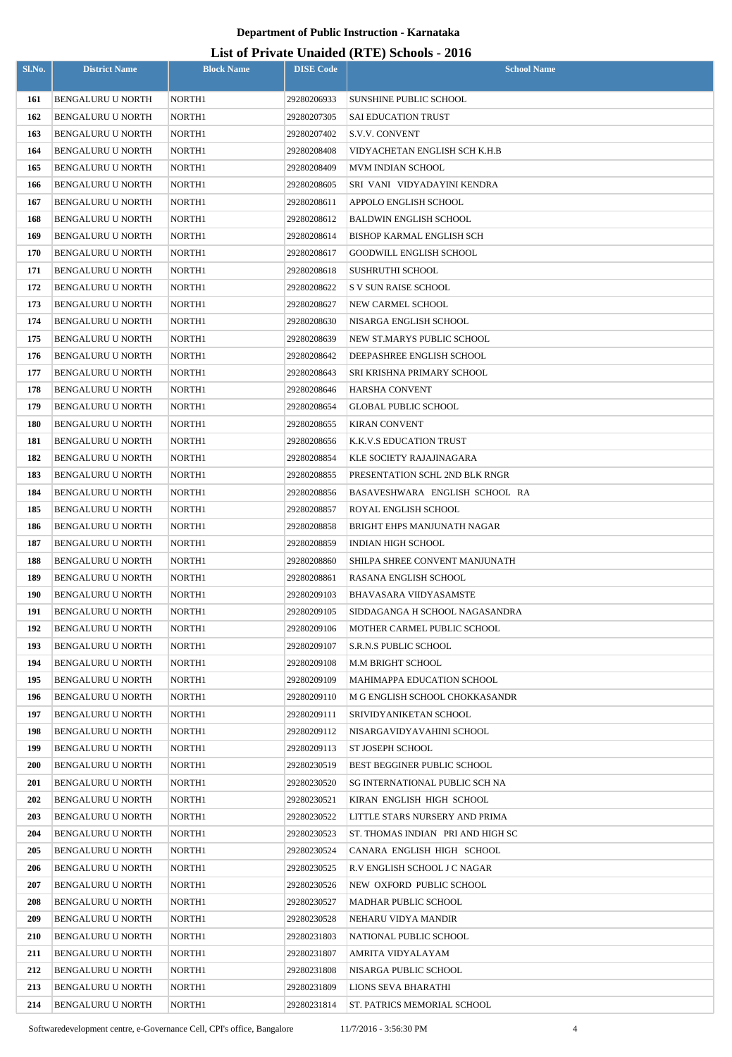**Department of Public Instruction - Karnataka**

# List of Private Unaided (RTE) Schools - 2016

| Sl.No. | District Name | Block Name | DISE Code | School Name |
|---|---|---|---|---|
| 161 | BENGALURU U NORTH | NORTH1 | 29280206933 | SUNSHINE PUBLIC SCHOOL |
| 162 | BENGALURU U NORTH | NORTH1 | 29280207305 | SAI EDUCATION TRUST |
| 163 | BENGALURU U NORTH | NORTH1 | 29280207402 | S.V.V. CONVENT |
| 164 | BENGALURU U NORTH | NORTH1 | 29280208408 | VIDYACHETAN ENGLISH SCH K.H.B |
| 165 | BENGALURU U NORTH | NORTH1 | 29280208409 | MVM INDIAN SCHOOL |
| 166 | BENGALURU U NORTH | NORTH1 | 29280208605 | SRI VANI VIDYADAYINI KENDRA |
| 167 | BENGALURU U NORTH | NORTH1 | 29280208611 | APPOLO ENGLISH SCHOOL |
| 168 | BENGALURU U NORTH | NORTH1 | 29280208612 | BALDWIN ENGLISH SCHOOL |
| 169 | BENGALURU U NORTH | NORTH1 | 29280208614 | BISHOP KARMAL ENGLISH SCH |
| 170 | BENGALURU U NORTH | NORTH1 | 29280208617 | GOODWILL ENGLISH SCHOOL |
| 171 | BENGALURU U NORTH | NORTH1 | 29280208618 | SUSHRUTHI SCHOOL |
| 172 | BENGALURU U NORTH | NORTH1 | 29280208622 | S V SUN RAISE SCHOOL |
| 173 | BENGALURU U NORTH | NORTH1 | 29280208627 | NEW CARMEL SCHOOL |
| 174 | BENGALURU U NORTH | NORTH1 | 29280208630 | NISARGA ENGLISH SCHOOL |
| 175 | BENGALURU U NORTH | NORTH1 | 29280208639 | NEW ST.MARYS PUBLIC SCHOOL |
| 176 | BENGALURU U NORTH | NORTH1 | 29280208642 | DEEPASHREE ENGLISH SCHOOL |
| 177 | BENGALURU U NORTH | NORTH1 | 29280208643 | SRI KRISHNA PRIMARY SCHOOL |
| 178 | BENGALURU U NORTH | NORTH1 | 29280208646 | HARSHA CONVENT |
| 179 | BENGALURU U NORTH | NORTH1 | 29280208654 | GLOBAL PUBLIC SCHOOL |
| 180 | BENGALURU U NORTH | NORTH1 | 29280208655 | KIRAN CONVENT |
| 181 | BENGALURU U NORTH | NORTH1 | 29280208656 | K.K.V.S EDUCATION TRUST |
| 182 | BENGALURU U NORTH | NORTH1 | 29280208854 | KLE SOCIETY RAJAJINAGARA |
| 183 | BENGALURU U NORTH | NORTH1 | 29280208855 | PRESENTATION SCHL 2ND BLK RNGR |
| 184 | BENGALURU U NORTH | NORTH1 | 29280208856 | BASAVESHWARA ENGLISH SCHOOL RA |
| 185 | BENGALURU U NORTH | NORTH1 | 29280208857 | ROYAL ENGLISH SCHOOL |
| 186 | BENGALURU U NORTH | NORTH1 | 29280208858 | BRIGHT EHPS MANJUNATH NAGAR |
| 187 | BENGALURU U NORTH | NORTH1 | 29280208859 | INDIAN HIGH SCHOOL |
| 188 | BENGALURU U NORTH | NORTH1 | 29280208860 | SHILPA SHREE CONVENT MANJUNATH |
| 189 | BENGALURU U NORTH | NORTH1 | 29280208861 | RASANA ENGLISH SCHOOL |
| 190 | BENGALURU U NORTH | NORTH1 | 29280209103 | BHAVASARA VIIDYASAMSTE |
| 191 | BENGALURU U NORTH | NORTH1 | 29280209105 | SIDDAGANGA H SCHOOL NAGASANDRA |
| 192 | BENGALURU U NORTH | NORTH1 | 29280209106 | MOTHER CARMEL PUBLIC SCHOOL |
| 193 | BENGALURU U NORTH | NORTH1 | 29280209107 | S.R.N.S PUBLIC SCHOOL |
| 194 | BENGALURU U NORTH | NORTH1 | 29280209108 | M.M BRIGHT SCHOOL |
| 195 | BENGALURU U NORTH | NORTH1 | 29280209109 | MAHIMAPPA EDUCATION SCHOOL |
| 196 | BENGALURU U NORTH | NORTH1 | 29280209110 | M G ENGLISH SCHOOL CHOKKASANDR |
| 197 | BENGALURU U NORTH | NORTH1 | 29280209111 | SRIVIDYANIKETAN SCHOOL |
| 198 | BENGALURU U NORTH | NORTH1 | 29280209112 | NISARGAVIDYAVAHINI SCHOOL |
| 199 | BENGALURU U NORTH | NORTH1 | 29280209113 | ST JOSEPH SCHOOL |
| 200 | BENGALURU U NORTH | NORTH1 | 29280230519 | BEST BEGGINER PUBLIC SCHOOL |
| 201 | BENGALURU U NORTH | NORTH1 | 29280230520 | SG INTERNATIONAL PUBLIC SCH NA |
| 202 | BENGALURU U NORTH | NORTH1 | 29280230521 | KIRAN ENGLISH HIGH SCHOOL |
| 203 | BENGALURU U NORTH | NORTH1 | 29280230522 | LITTLE STARS NURSERY AND PRIMA |
| 204 | BENGALURU U NORTH | NORTH1 | 29280230523 | ST. THOMAS INDIAN PRI AND HIGH SC |
| 205 | BENGALURU U NORTH | NORTH1 | 29280230524 | CANARA ENGLISH HIGH SCHOOL |
| 206 | BENGALURU U NORTH | NORTH1 | 29280230525 | R.V ENGLISH SCHOOL J C NAGAR |
| 207 | BENGALURU U NORTH | NORTH1 | 29280230526 | NEW OXFORD PUBLIC SCHOOL |
| 208 | BENGALURU U NORTH | NORTH1 | 29280230527 | MADHAR PUBLIC SCHOOL |
| 209 | BENGALURU U NORTH | NORTH1 | 29280230528 | NEHARU VIDYA MANDIR |
| 210 | BENGALURU U NORTH | NORTH1 | 29280231803 | NATIONAL PUBLIC SCHOOL |
| 211 | BENGALURU U NORTH | NORTH1 | 29280231807 | AMRITA VIDYALAYAM |
| 212 | BENGALURU U NORTH | NORTH1 | 29280231808 | NISARGA PUBLIC SCHOOL |
| 213 | BENGALURU U NORTH | NORTH1 | 29280231809 | LIONS SEVA BHARATHI |
| 214 | BENGALURU U NORTH | NORTH1 | 29280231814 | ST. PATRICS MEMORIAL SCHOOL |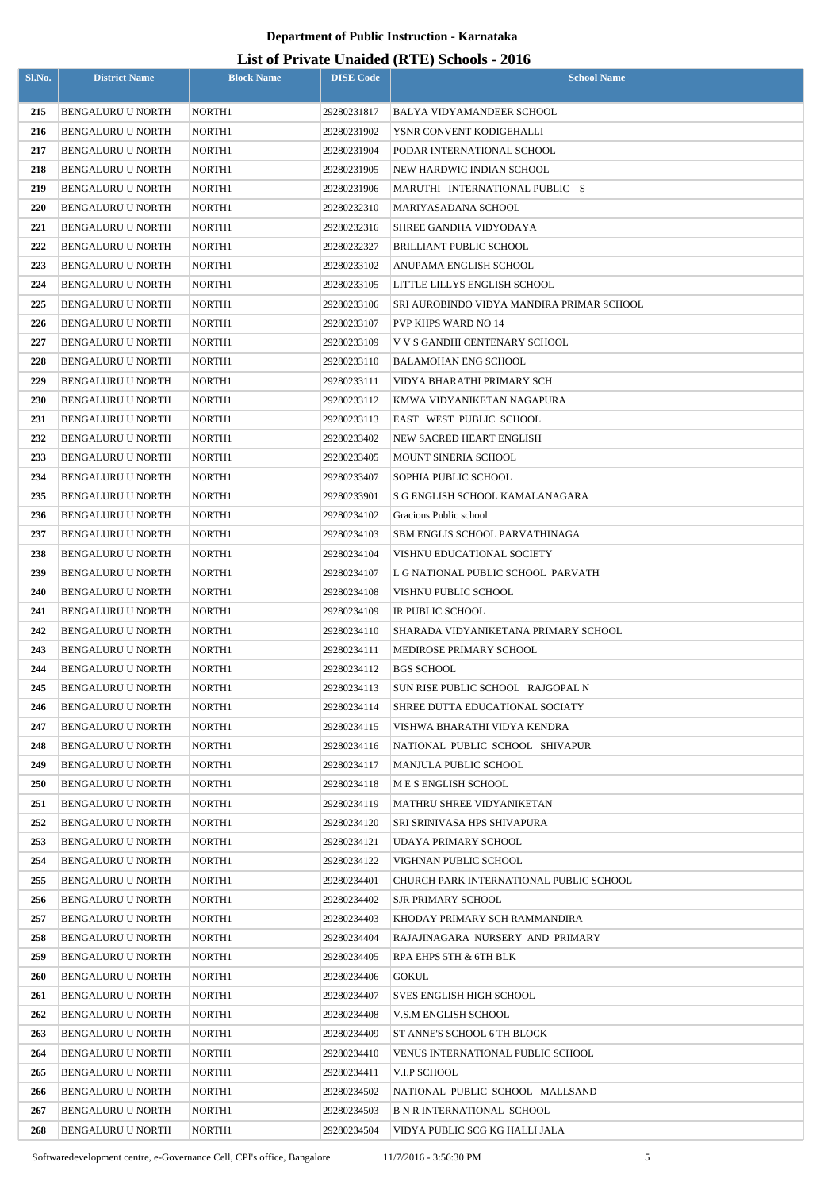**Department of Public Instruction - Karnataka**

**List of Private Unaided (RTE) Schools - 2016**

| Sl.No. | District Name | Block Name | DISE Code | School Name |
|---|---|---|---|---|
| 215 | BENGALURU U NORTH | NORTH1 | 29280231817 | BALYA VIDYAMANDEER SCHOOL |
| 216 | BENGALURU U NORTH | NORTH1 | 29280231902 | YSNR CONVENT KODIGEHALLI |
| 217 | BENGALURU U NORTH | NORTH1 | 29280231904 | PODAR INTERNATIONAL SCHOOL |
| 218 | BENGALURU U NORTH | NORTH1 | 29280231905 | NEW HARDWIC INDIAN SCHOOL |
| 219 | BENGALURU U NORTH | NORTH1 | 29280231906 | MARUTHI INTERNATIONAL PUBLIC S |
| 220 | BENGALURU U NORTH | NORTH1 | 29280232310 | MARIYASADANA SCHOOL |
| 221 | BENGALURU U NORTH | NORTH1 | 29280232316 | SHREE GANDHA VIDYODAYA |
| 222 | BENGALURU U NORTH | NORTH1 | 29280232327 | BRILLIANT PUBLIC SCHOOL |
| 223 | BENGALURU U NORTH | NORTH1 | 29280233102 | ANUPAMA ENGLISH SCHOOL |
| 224 | BENGALURU U NORTH | NORTH1 | 29280233105 | LITTLE LILLYS ENGLISH SCHOOL |
| 225 | BENGALURU U NORTH | NORTH1 | 29280233106 | SRI AUROBINDO VIDYA MANDIRA PRIMAR SCHOOL |
| 226 | BENGALURU U NORTH | NORTH1 | 29280233107 | PVP KHPS WARD NO 14 |
| 227 | BENGALURU U NORTH | NORTH1 | 29280233109 | V V S GANDHI CENTENARY SCHOOL |
| 228 | BENGALURU U NORTH | NORTH1 | 29280233110 | BALAMOHAN ENG SCHOOL |
| 229 | BENGALURU U NORTH | NORTH1 | 29280233111 | VIDYA BHARATHI PRIMARY SCH |
| 230 | BENGALURU U NORTH | NORTH1 | 29280233112 | KMWA VIDYANIKETAN NAGAPURA |
| 231 | BENGALURU U NORTH | NORTH1 | 29280233113 | EAST WEST PUBLIC SCHOOL |
| 232 | BENGALURU U NORTH | NORTH1 | 29280233402 | NEW SACRED HEART ENGLISH |
| 233 | BENGALURU U NORTH | NORTH1 | 29280233405 | MOUNT SINERIA SCHOOL |
| 234 | BENGALURU U NORTH | NORTH1 | 29280233407 | SOPHIA PUBLIC SCHOOL |
| 235 | BENGALURU U NORTH | NORTH1 | 29280233901 | S G ENGLISH SCHOOL KAMALANAGARA |
| 236 | BENGALURU U NORTH | NORTH1 | 29280234102 | Gracious Public school |
| 237 | BENGALURU U NORTH | NORTH1 | 29280234103 | SBM ENGLIS SCHOOL PARVATHINAGA |
| 238 | BENGALURU U NORTH | NORTH1 | 29280234104 | VISHNU EDUCATIONAL SOCIETY |
| 239 | BENGALURU U NORTH | NORTH1 | 29280234107 | L G NATIONAL PUBLIC SCHOOL PARVATH |
| 240 | BENGALURU U NORTH | NORTH1 | 29280234108 | VISHNU PUBLIC SCHOOL |
| 241 | BENGALURU U NORTH | NORTH1 | 29280234109 | IR PUBLIC SCHOOL |
| 242 | BENGALURU U NORTH | NORTH1 | 29280234110 | SHARADA VIDYANIKETANA PRIMARY SCHOOL |
| 243 | BENGALURU U NORTH | NORTH1 | 29280234111 | MEDIROSE PRIMARY SCHOOL |
| 244 | BENGALURU U NORTH | NORTH1 | 29280234112 | BGS SCHOOL |
| 245 | BENGALURU U NORTH | NORTH1 | 29280234113 | SUN RISE PUBLIC SCHOOL RAJGOPAL N |
| 246 | BENGALURU U NORTH | NORTH1 | 29280234114 | SHREE DUTTA EDUCATIONAL SOCIATY |
| 247 | BENGALURU U NORTH | NORTH1 | 29280234115 | VISHWA BHARATHI VIDYA KENDRA |
| 248 | BENGALURU U NORTH | NORTH1 | 29280234116 | NATIONAL PUBLIC SCHOOL SHIVAPUR |
| 249 | BENGALURU U NORTH | NORTH1 | 29280234117 | MANJULA PUBLIC SCHOOL |
| 250 | BENGALURU U NORTH | NORTH1 | 29280234118 | M E S ENGLISH SCHOOL |
| 251 | BENGALURU U NORTH | NORTH1 | 29280234119 | MATHRU SHREE VIDYANIKETAN |
| 252 | BENGALURU U NORTH | NORTH1 | 29280234120 | SRI SRINIVASA HPS SHIVAPURA |
| 253 | BENGALURU U NORTH | NORTH1 | 29280234121 | UDAYA PRIMARY SCHOOL |
| 254 | BENGALURU U NORTH | NORTH1 | 29280234122 | VIGHNAN PUBLIC SCHOOL |
| 255 | BENGALURU U NORTH | NORTH1 | 29280234401 | CHURCH PARK INTERNATIONAL PUBLIC SCHOOL |
| 256 | BENGALURU U NORTH | NORTH1 | 29280234402 | SJR PRIMARY SCHOOL |
| 257 | BENGALURU U NORTH | NORTH1 | 29280234403 | KHODAY PRIMARY SCH RAMMANDIRA |
| 258 | BENGALURU U NORTH | NORTH1 | 29280234404 | RAJAJINAGARA NURSERY AND PRIMARY |
| 259 | BENGALURU U NORTH | NORTH1 | 29280234405 | RPA EHPS 5TH & 6TH BLK |
| 260 | BENGALURU U NORTH | NORTH1 | 29280234406 | GOKUL |
| 261 | BENGALURU U NORTH | NORTH1 | 29280234407 | SVES ENGLISH HIGH SCHOOL |
| 262 | BENGALURU U NORTH | NORTH1 | 29280234408 | V.S.M ENGLISH SCHOOL |
| 263 | BENGALURU U NORTH | NORTH1 | 29280234409 | ST ANNE'S SCHOOL 6 TH BLOCK |
| 264 | BENGALURU U NORTH | NORTH1 | 29280234410 | VENUS INTERNATIONAL PUBLIC SCHOOL |
| 265 | BENGALURU U NORTH | NORTH1 | 29280234411 | V.I.P SCHOOL |
| 266 | BENGALURU U NORTH | NORTH1 | 29280234502 | NATIONAL PUBLIC SCHOOL MALLSAND |
| 267 | BENGALURU U NORTH | NORTH1 | 29280234503 | B N R INTERNATIONAL SCHOOL |
| 268 | BENGALURU U NORTH | NORTH1 | 29280234504 | VIDYA PUBLIC SCG KG HALLI JALA |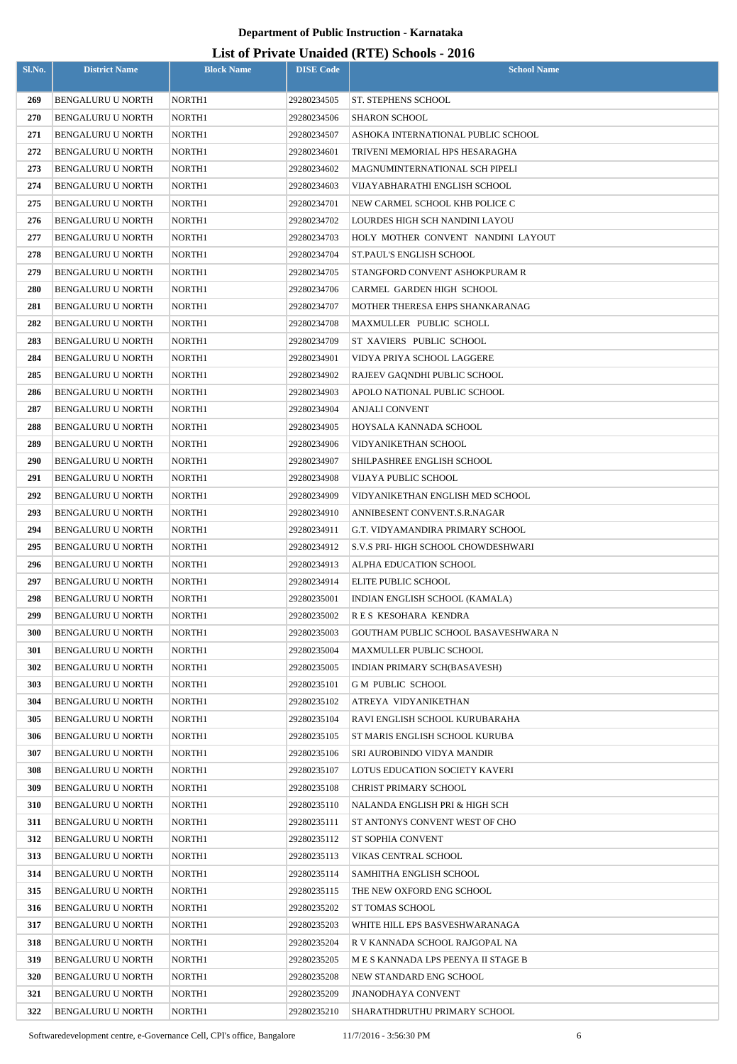**Department of Public Instruction - Karnataka**

## List of Private Unaided (RTE) Schools - 2016

| Sl.No. | District Name | Block Name | DISE Code | School Name |
|---|---|---|---|---|
| 269 | BENGALURU U NORTH | NORTH1 | 29280234505 | ST. STEPHENS SCHOOL |
| 270 | BENGALURU U NORTH | NORTH1 | 29280234506 | SHARON SCHOOL |
| 271 | BENGALURU U NORTH | NORTH1 | 29280234507 | ASHOKA INTERNATIONAL PUBLIC SCHOOL |
| 272 | BENGALURU U NORTH | NORTH1 | 29280234601 | TRIVENI MEMORIAL HPS HESARAGHA |
| 273 | BENGALURU U NORTH | NORTH1 | 29280234602 | MAGNUMINTERNATIONAL SCH PIPELI |
| 274 | BENGALURU U NORTH | NORTH1 | 29280234603 | VIJAYABHARATHI ENGLISH SCHOOL |
| 275 | BENGALURU U NORTH | NORTH1 | 29280234701 | NEW CARMEL SCHOOL KHB POLICE C |
| 276 | BENGALURU U NORTH | NORTH1 | 29280234702 | LOURDES HIGH SCH NANDINI LAYOU |
| 277 | BENGALURU U NORTH | NORTH1 | 29280234703 | HOLY MOTHER CONVENT NANDINI LAYOUT |
| 278 | BENGALURU U NORTH | NORTH1 | 29280234704 | ST.PAUL'S ENGLISH SCHOOL |
| 279 | BENGALURU U NORTH | NORTH1 | 29280234705 | STANGFORD CONVENT ASHOKPURAM R |
| 280 | BENGALURU U NORTH | NORTH1 | 29280234706 | CARMEL GARDEN HIGH SCHOOL |
| 281 | BENGALURU U NORTH | NORTH1 | 29280234707 | MOTHER THERESA EHPS SHANKARANAG |
| 282 | BENGALURU U NORTH | NORTH1 | 29280234708 | MAXMULLER PUBLIC SCHOLL |
| 283 | BENGALURU U NORTH | NORTH1 | 29280234709 | ST XAVIERS PUBLIC SCHOOL |
| 284 | BENGALURU U NORTH | NORTH1 | 29280234901 | VIDYA PRIYA SCHOOL LAGGERE |
| 285 | BENGALURU U NORTH | NORTH1 | 29280234902 | RAJEEV GAQNDHI PUBLIC SCHOOL |
| 286 | BENGALURU U NORTH | NORTH1 | 29280234903 | APOLO NATIONAL PUBLIC SCHOOL |
| 287 | BENGALURU U NORTH | NORTH1 | 29280234904 | ANJALI CONVENT |
| 288 | BENGALURU U NORTH | NORTH1 | 29280234905 | HOYSALA KANNADA SCHOOL |
| 289 | BENGALURU U NORTH | NORTH1 | 29280234906 | VIDYANIKETHAN SCHOOL |
| 290 | BENGALURU U NORTH | NORTH1 | 29280234907 | SHILPASHREE ENGLISH SCHOOL |
| 291 | BENGALURU U NORTH | NORTH1 | 29280234908 | VIJAYA PUBLIC SCHOOL |
| 292 | BENGALURU U NORTH | NORTH1 | 29280234909 | VIDYANIKETHAN ENGLISH MED SCHOOL |
| 293 | BENGALURU U NORTH | NORTH1 | 29280234910 | ANNIBESENT CONVENT.S.R.NAGAR |
| 294 | BENGALURU U NORTH | NORTH1 | 29280234911 | G.T. VIDYAMANDIRA PRIMARY SCHOOL |
| 295 | BENGALURU U NORTH | NORTH1 | 29280234912 | S.V.S PRI- HIGH SCHOOL CHOWDESHWARI |
| 296 | BENGALURU U NORTH | NORTH1 | 29280234913 | ALPHA EDUCATION SCHOOL |
| 297 | BENGALURU U NORTH | NORTH1 | 29280234914 | ELITE PUBLIC SCHOOL |
| 298 | BENGALURU U NORTH | NORTH1 | 29280235001 | INDIAN ENGLISH SCHOOL (KAMALA) |
| 299 | BENGALURU U NORTH | NORTH1 | 29280235002 | R E S KESOHARA KENDRA |
| 300 | BENGALURU U NORTH | NORTH1 | 29280235003 | GOUTHAM PUBLIC SCHOOL BASAVESHWARA N |
| 301 | BENGALURU U NORTH | NORTH1 | 29280235004 | MAXMULLER PUBLIC SCHOOL |
| 302 | BENGALURU U NORTH | NORTH1 | 29280235005 | INDIAN PRIMARY SCH(BASAVESH) |
| 303 | BENGALURU U NORTH | NORTH1 | 29280235101 | G M PUBLIC SCHOOL |
| 304 | BENGALURU U NORTH | NORTH1 | 29280235102 | ATREYA VIDYANIKETHAN |
| 305 | BENGALURU U NORTH | NORTH1 | 29280235104 | RAVI ENGLISH SCHOOL KURUBARAHA |
| 306 | BENGALURU U NORTH | NORTH1 | 29280235105 | ST MARIS ENGLISH SCHOOL KURUBA |
| 307 | BENGALURU U NORTH | NORTH1 | 29280235106 | SRI AUROBINDO VIDYA MANDIR |
| 308 | BENGALURU U NORTH | NORTH1 | 29280235107 | LOTUS EDUCATION SOCIETY KAVERI |
| 309 | BENGALURU U NORTH | NORTH1 | 29280235108 | CHRIST PRIMARY SCHOOL |
| 310 | BENGALURU U NORTH | NORTH1 | 29280235110 | NALANDA ENGLISH PRI & HIGH SCH |
| 311 | BENGALURU U NORTH | NORTH1 | 29280235111 | ST ANTONYS CONVENT WEST OF CHO |
| 312 | BENGALURU U NORTH | NORTH1 | 29280235112 | ST SOPHIA CONVENT |
| 313 | BENGALURU U NORTH | NORTH1 | 29280235113 | VIKAS CENTRAL SCHOOL |
| 314 | BENGALURU U NORTH | NORTH1 | 29280235114 | SAMHITHA ENGLISH SCHOOL |
| 315 | BENGALURU U NORTH | NORTH1 | 29280235115 | THE NEW OXFORD ENG SCHOOL |
| 316 | BENGALURU U NORTH | NORTH1 | 29280235202 | ST TOMAS SCHOOL |
| 317 | BENGALURU U NORTH | NORTH1 | 29280235203 | WHITE HILL EPS BASVESHWARANAGA |
| 318 | BENGALURU U NORTH | NORTH1 | 29280235204 | R V KANNADA SCHOOL RAJGOPAL NA |
| 319 | BENGALURU U NORTH | NORTH1 | 29280235205 | M E S KANNADA LPS PEENYA II STAGE B |
| 320 | BENGALURU U NORTH | NORTH1 | 29280235208 | NEW STANDARD ENG SCHOOL |
| 321 | BENGALURU U NORTH | NORTH1 | 29280235209 | JNANODHAYA CONVENT |
| 322 | BENGALURU U NORTH | NORTH1 | 29280235210 | SHARATHDRUTHU PRIMARY SCHOOL |

Softwaredevelopment centre, e-Governance Cell, CPI's office, Bangalore 11/7/2016 - 3:56:30 PM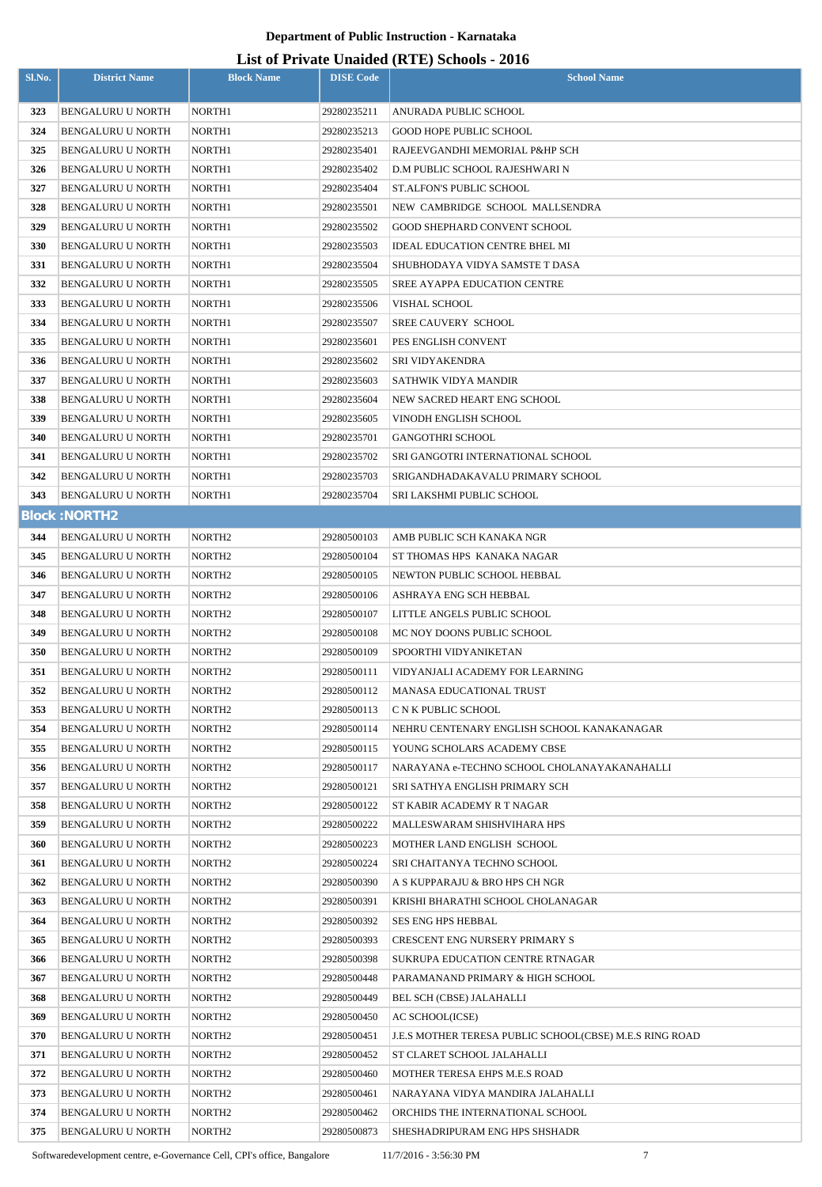# Department of Public Instruction - Karnataka

## List of Private Unaided (RTE) Schools - 2016

| Sl.No. | District Name | Block Name | DISE Code | School Name |
|---|---|---|---|---|
| 323 | BENGALURU U NORTH | NORTH1 | 29280235211 | ANURADA PUBLIC SCHOOL |
| 324 | BENGALURU U NORTH | NORTH1 | 29280235213 | GOOD HOPE PUBLIC SCHOOL |
| 325 | BENGALURU U NORTH | NORTH1 | 29280235401 | RAJEEVGANDHI MEMORIAL P&HP SCH |
| 326 | BENGALURU U NORTH | NORTH1 | 29280235402 | D.M PUBLIC SCHOOL RAJESHWARI N |
| 327 | BENGALURU U NORTH | NORTH1 | 29280235404 | ST.ALFON'S PUBLIC SCHOOL |
| 328 | BENGALURU U NORTH | NORTH1 | 29280235501 | NEW CAMBRIDGE SCHOOL MALLSENDRA |
| 329 | BENGALURU U NORTH | NORTH1 | 29280235502 | GOOD SHEPHARD CONVENT SCHOOL |
| 330 | BENGALURU U NORTH | NORTH1 | 29280235503 | IDEAL EDUCATION CENTRE BHEL MI |
| 331 | BENGALURU U NORTH | NORTH1 | 29280235504 | SHUBHODAYA VIDYA SAMSTE T DASA |
| 332 | BENGALURU U NORTH | NORTH1 | 29280235505 | SREE AYAPPA EDUCATION CENTRE |
| 333 | BENGALURU U NORTH | NORTH1 | 29280235506 | VISHAL SCHOOL |
| 334 | BENGALURU U NORTH | NORTH1 | 29280235507 | SREE CAUVERY SCHOOL |
| 335 | BENGALURU U NORTH | NORTH1 | 29280235601 | PES ENGLISH CONVENT |
| 336 | BENGALURU U NORTH | NORTH1 | 29280235602 | SRI VIDYAKENDRA |
| 337 | BENGALURU U NORTH | NORTH1 | 29280235603 | SATHWIK VIDYA MANDIR |
| 338 | BENGALURU U NORTH | NORTH1 | 29280235604 | NEW SACRED HEART ENG SCHOOL |
| 339 | BENGALURU U NORTH | NORTH1 | 29280235605 | VINODH ENGLISH SCHOOL |
| 340 | BENGALURU U NORTH | NORTH1 | 29280235701 | GANGOTHRI SCHOOL |
| 341 | BENGALURU U NORTH | NORTH1 | 29280235702 | SRI GANGOTRI INTERNATIONAL SCHOOL |
| 342 | BENGALURU U NORTH | NORTH1 | 29280235703 | SRIGANDHADAKAVALU PRIMARY SCHOOL |
| 343 | BENGALURU U NORTH | NORTH1 | 29280235704 | SRI LAKSHMI PUBLIC SCHOOL |
| **Block :NORTH2** | | | | |
| 344 | BENGALURU U NORTH | NORTH2 | 29280500103 | AMB PUBLIC SCH KANAKA NGR |
| 345 | BENGALURU U NORTH | NORTH2 | 29280500104 | ST THOMAS HPS KANAKA NAGAR |
| 346 | BENGALURU U NORTH | NORTH2 | 29280500105 | NEWTON PUBLIC SCHOOL HEBBAL |
| 347 | BENGALURU U NORTH | NORTH2 | 29280500106 | ASHRAYA ENG SCH HEBBAL |
| 348 | BENGALURU U NORTH | NORTH2 | 29280500107 | LITTLE ANGELS PUBLIC SCHOOL |
| 349 | BENGALURU U NORTH | NORTH2 | 29280500108 | MC NOY DOONS PUBLIC SCHOOL |
| 350 | BENGALURU U NORTH | NORTH2 | 29280500109 | SPOORTHI VIDYANIKETAN |
| 351 | BENGALURU U NORTH | NORTH2 | 29280500111 | VIDYANJALI ACADEMY FOR LEARNING |
| 352 | BENGALURU U NORTH | NORTH2 | 29280500112 | MANASA EDUCATIONAL TRUST |
| 353 | BENGALURU U NORTH | NORTH2 | 29280500113 | C N K PUBLIC SCHOOL |
| 354 | BENGALURU U NORTH | NORTH2 | 29280500114 | NEHRU CENTENARY ENGLISH SCHOOL KANAKANAGAR |
| 355 | BENGALURU U NORTH | NORTH2 | 29280500115 | YOUNG SCHOLARS ACADEMY CBSE |
| 356 | BENGALURU U NORTH | NORTH2 | 29280500117 | NARAYANA e-TECHNO SCHOOL CHOLANAYAKANAHALLI |
| 357 | BENGALURU U NORTH | NORTH2 | 29280500121 | SRI SATHYA ENGLISH PRIMARY SCH |
| 358 | BENGALURU U NORTH | NORTH2 | 29280500122 | ST KABIR ACADEMY R T NAGAR |
| 359 | BENGALURU U NORTH | NORTH2 | 29280500222 | MALLESWARAM SHISHVIHARA HPS |
| 360 | BENGALURU U NORTH | NORTH2 | 29280500223 | MOTHER LAND ENGLISH SCHOOL |
| 361 | BENGALURU U NORTH | NORTH2 | 29280500224 | SRI CHAITANYA TECHNO SCHOOL |
| 362 | BENGALURU U NORTH | NORTH2 | 29280500390 | A S KUPPARAJU & BRO HPS CH NGR |
| 363 | BENGALURU U NORTH | NORTH2 | 29280500391 | KRISHI BHARATHI SCHOOL CHOLANAGAR |
| 364 | BENGALURU U NORTH | NORTH2 | 29280500392 | SES ENG HPS HEBBAL |
| 365 | BENGALURU U NORTH | NORTH2 | 29280500393 | CRESCENT ENG NURSERY PRIMARY S |
| 366 | BENGALURU U NORTH | NORTH2 | 29280500398 | SUKRUPA EDUCATION CENTRE RTNAGAR |
| 367 | BENGALURU U NORTH | NORTH2 | 29280500448 | PARAMANAND PRIMARY & HIGH SCHOOL |
| 368 | BENGALURU U NORTH | NORTH2 | 29280500449 | BEL SCH (CBSE) JALAHALLI |
| 369 | BENGALURU U NORTH | NORTH2 | 29280500450 | AC SCHOOL(ICSE) |
| 370 | BENGALURU U NORTH | NORTH2 | 29280500451 | J.E.S MOTHER TERESA PUBLIC SCHOOL(CBSE) M.E.S RING ROAD |
| 371 | BENGALURU U NORTH | NORTH2 | 29280500452 | ST CLARET SCHOOL JALAHALLI |
| 372 | BENGALURU U NORTH | NORTH2 | 29280500460 | MOTHER TERESA EHPS M.E.S ROAD |
| 373 | BENGALURU U NORTH | NORTH2 | 29280500461 | NARAYANA VIDYA MANDIRA JALAHALLI |
| 374 | BENGALURU U NORTH | NORTH2 | 29280500462 | ORCHIDS THE INTERNATIONAL SCHOOL |
| 375 | BENGALURU U NORTH | NORTH2 | 29280500873 | SHESHADRIPURAM ENG HPS SHSHADR |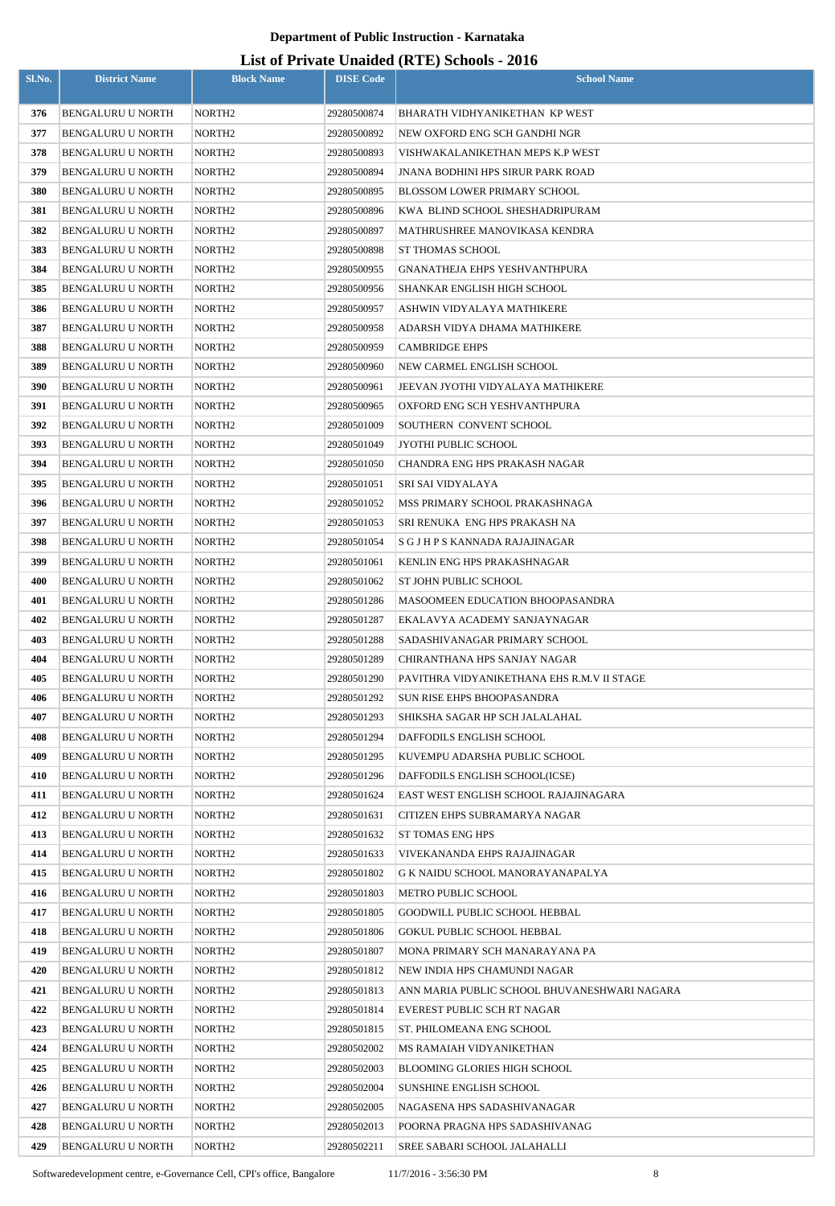**Department of Public Instruction - Karnataka**

**List of Private Unaided (RTE) Schools - 2016**

| Sl.No. | District Name | Block Name | DISE Code | School Name |
|---|---|---|---|---|
| 376 | BENGALURU U NORTH | NORTH2 | 29280500874 | BHARATH VIDHYANIKETHAN KP WEST |
| 377 | BENGALURU U NORTH | NORTH2 | 29280500892 | NEW OXFORD ENG SCH GANDHI NGR |
| 378 | BENGALURU U NORTH | NORTH2 | 29280500893 | VISHWAKALANIKETHAN MEPS K.P WEST |
| 379 | BENGALURU U NORTH | NORTH2 | 29280500894 | JNANA BODHINI HPS SIRUR PARK ROAD |
| 380 | BENGALURU U NORTH | NORTH2 | 29280500895 | BLOSSOM LOWER PRIMARY SCHOOL |
| 381 | BENGALURU U NORTH | NORTH2 | 29280500896 | KWA BLIND SCHOOL SHESHADRIPURAM |
| 382 | BENGALURU U NORTH | NORTH2 | 29280500897 | MATHRUSHREE MANOVIKASA KENDRA |
| 383 | BENGALURU U NORTH | NORTH2 | 29280500898 | ST THOMAS SCHOOL |
| 384 | BENGALURU U NORTH | NORTH2 | 29280500955 | GNANATHEJA EHPS YESHVANTHPURA |
| 385 | BENGALURU U NORTH | NORTH2 | 29280500956 | SHANKAR ENGLISH HIGH SCHOOL |
| 386 | BENGALURU U NORTH | NORTH2 | 29280500957 | ASHWIN VIDYALAYA MATHIKERE |
| 387 | BENGALURU U NORTH | NORTH2 | 29280500958 | ADARSH VIDYA DHAMA MATHIKERE |
| 388 | BENGALURU U NORTH | NORTH2 | 29280500959 | CAMBRIDGE EHPS |
| 389 | BENGALURU U NORTH | NORTH2 | 29280500960 | NEW CARMEL ENGLISH SCHOOL |
| 390 | BENGALURU U NORTH | NORTH2 | 29280500961 | JEEVAN JYOTHI VIDYALAYA MATHIKERE |
| 391 | BENGALURU U NORTH | NORTH2 | 29280500965 | OXFORD ENG SCH YESHVANTHPURA |
| 392 | BENGALURU U NORTH | NORTH2 | 29280501009 | SOUTHERN CONVENT SCHOOL |
| 393 | BENGALURU U NORTH | NORTH2 | 29280501049 | JYOTHI PUBLIC SCHOOL |
| 394 | BENGALURU U NORTH | NORTH2 | 29280501050 | CHANDRA ENG HPS PRAKASH NAGAR |
| 395 | BENGALURU U NORTH | NORTH2 | 29280501051 | SRI SAI VIDYALAYA |
| 396 | BENGALURU U NORTH | NORTH2 | 29280501052 | MSS PRIMARY SCHOOL PRAKASHNAGA |
| 397 | BENGALURU U NORTH | NORTH2 | 29280501053 | SRI RENUKA ENG HPS PRAKASH NA |
| 398 | BENGALURU U NORTH | NORTH2 | 29280501054 | S G J H P S KANNADA RAJAJINAGAR |
| 399 | BENGALURU U NORTH | NORTH2 | 29280501061 | KENLIN ENG HPS PRAKASHNAGAR |
| 400 | BENGALURU U NORTH | NORTH2 | 29280501062 | ST JOHN PUBLIC SCHOOL |
| 401 | BENGALURU U NORTH | NORTH2 | 29280501286 | MASOOMEEN EDUCATION BHOOPASANDRA |
| 402 | BENGALURU U NORTH | NORTH2 | 29280501287 | EKALAVYA ACADEMY SANJAYNAGAR |
| 403 | BENGALURU U NORTH | NORTH2 | 29280501288 | SADASHIVANAGAR PRIMARY SCHOOL |
| 404 | BENGALURU U NORTH | NORTH2 | 29280501289 | CHIRANTHANA HPS SANJAY NAGAR |
| 405 | BENGALURU U NORTH | NORTH2 | 29280501290 | PAVITHRA VIDYANIKETHANA EHS R.M.V II STAGE |
| 406 | BENGALURU U NORTH | NORTH2 | 29280501292 | SUN RISE EHPS BHOOPASANDRA |
| 407 | BENGALURU U NORTH | NORTH2 | 29280501293 | SHIKSHA SAGAR HP SCH JALALAHAL |
| 408 | BENGALURU U NORTH | NORTH2 | 29280501294 | DAFFODILS ENGLISH SCHOOL |
| 409 | BENGALURU U NORTH | NORTH2 | 29280501295 | KUVEMPU ADARSHA PUBLIC SCHOOL |
| 410 | BENGALURU U NORTH | NORTH2 | 29280501296 | DAFFODILS ENGLISH SCHOOL(ICSE) |
| 411 | BENGALURU U NORTH | NORTH2 | 29280501624 | EAST WEST ENGLISH SCHOOL RAJAJINAGARA |
| 412 | BENGALURU U NORTH | NORTH2 | 29280501631 | CITIZEN EHPS SUBRAMARYA NAGAR |
| 413 | BENGALURU U NORTH | NORTH2 | 29280501632 | ST TOMAS ENG HPS |
| 414 | BENGALURU U NORTH | NORTH2 | 29280501633 | VIVEKANANDA EHPS RAJAJINAGAR |
| 415 | BENGALURU U NORTH | NORTH2 | 29280501802 | G K NAIDU SCHOOL MANORAYANAPALYA |
| 416 | BENGALURU U NORTH | NORTH2 | 29280501803 | METRO PUBLIC SCHOOL |
| 417 | BENGALURU U NORTH | NORTH2 | 29280501805 | GOODWILL PUBLIC SCHOOL HEBBAL |
| 418 | BENGALURU U NORTH | NORTH2 | 29280501806 | GOKUL PUBLIC SCHOOL HEBBAL |
| 419 | BENGALURU U NORTH | NORTH2 | 29280501807 | MONA PRIMARY SCH MANARAYANA PA |
| 420 | BENGALURU U NORTH | NORTH2 | 29280501812 | NEW INDIA HPS CHAMUNDI NAGAR |
| 421 | BENGALURU U NORTH | NORTH2 | 29280501813 | ANN MARIA PUBLIC SCHOOL BHUVANESHWARI NAGARA |
| 422 | BENGALURU U NORTH | NORTH2 | 29280501814 | EVEREST PUBLIC SCH RT NAGAR |
| 423 | BENGALURU U NORTH | NORTH2 | 29280501815 | ST. PHILOMEANA ENG SCHOOL |
| 424 | BENGALURU U NORTH | NORTH2 | 29280502002 | MS RAMAIAH VIDYANIKETHAN |
| 425 | BENGALURU U NORTH | NORTH2 | 29280502003 | BLOOMING GLORIES HIGH SCHOOL |
| 426 | BENGALURU U NORTH | NORTH2 | 29280502004 | SUNSHINE ENGLISH SCHOOL |
| 427 | BENGALURU U NORTH | NORTH2 | 29280502005 | NAGASENA HPS SADASHIVANAGAR |
| 428 | BENGALURU U NORTH | NORTH2 | 29280502013 | POORNA PRAGNA HPS SADASHIVANAG |
| 429 | BENGALURU U NORTH | NORTH2 | 29280502211 | SREE SABARI SCHOOL JALAHALLI |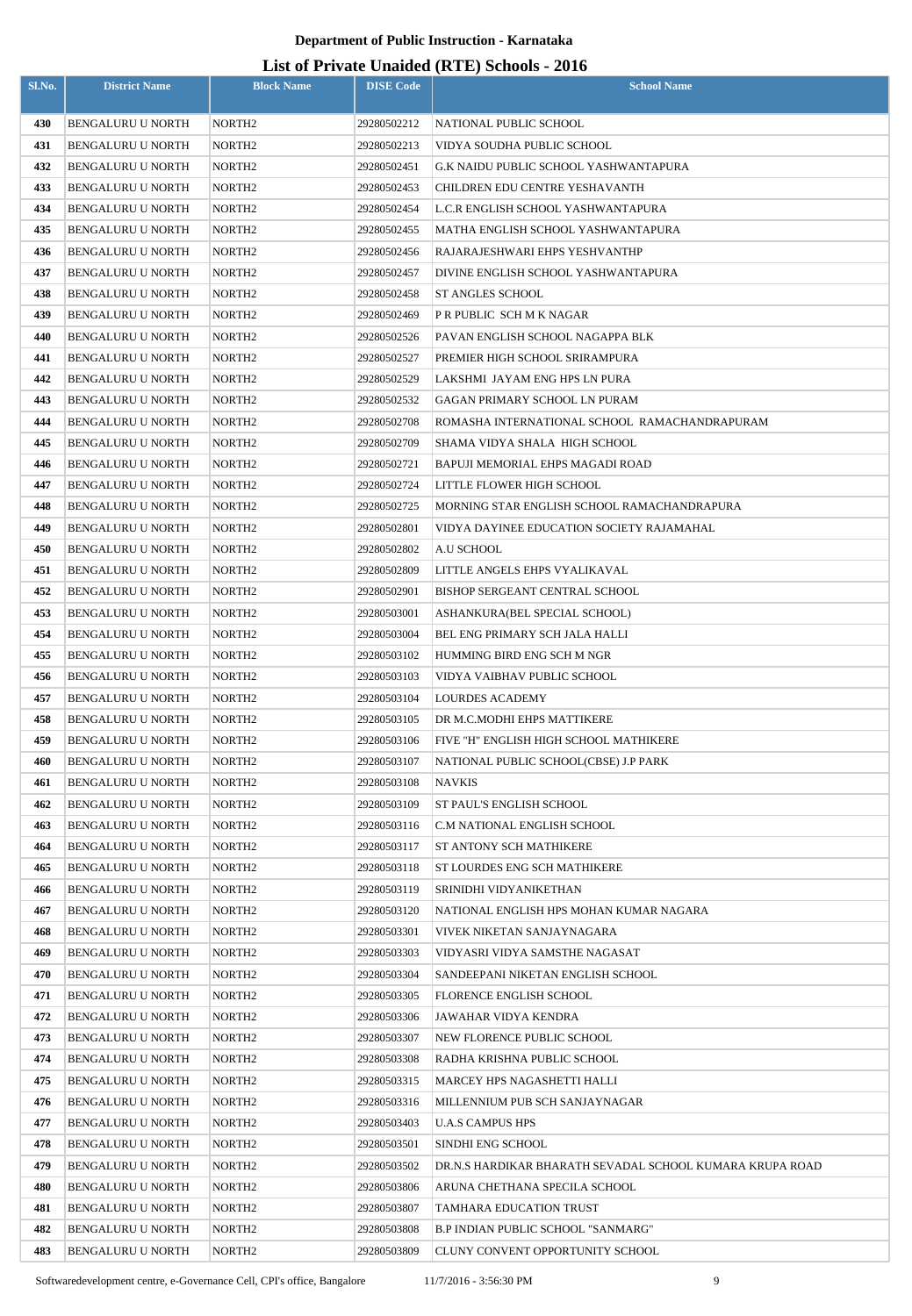**Department of Public Instruction - Karnataka**

**List of Private Unaided (RTE) Schools - 2016**

| Sl.No. | District Name | Block Name | DISE Code | School Name |
|---|---|---|---|---|
| 430 | BENGALURU U NORTH | NORTH2 | 29280502212 | NATIONAL PUBLIC SCHOOL |
| 431 | BENGALURU U NORTH | NORTH2 | 29280502213 | VIDYA SOUDHA PUBLIC SCHOOL |
| 432 | BENGALURU U NORTH | NORTH2 | 29280502451 | G.K NAIDU PUBLIC SCHOOL YASHWANTAPURA |
| 433 | BENGALURU U NORTH | NORTH2 | 29280502453 | CHILDREN EDU CENTRE YESHAVANTH |
| 434 | BENGALURU U NORTH | NORTH2 | 29280502454 | L.C.R ENGLISH SCHOOL YASHWANTAPURA |
| 435 | BENGALURU U NORTH | NORTH2 | 29280502455 | MATHA ENGLISH SCHOOL YASHWANTAPURA |
| 436 | BENGALURU U NORTH | NORTH2 | 29280502456 | RAJARAJESHWARI EHPS YESHVANTHP |
| 437 | BENGALURU U NORTH | NORTH2 | 29280502457 | DIVINE ENGLISH SCHOOL YASHWANTAPURA |
| 438 | BENGALURU U NORTH | NORTH2 | 29280502458 | ST ANGLES SCHOOL |
| 439 | BENGALURU U NORTH | NORTH2 | 29280502469 | P R PUBLIC SCH M K NAGAR |
| 440 | BENGALURU U NORTH | NORTH2 | 29280502526 | PAVAN ENGLISH SCHOOL NAGAPPA BLK |
| 441 | BENGALURU U NORTH | NORTH2 | 29280502527 | PREMIER HIGH SCHOOL SRIRAMPURA |
| 442 | BENGALURU U NORTH | NORTH2 | 29280502529 | LAKSHMI JAYAM ENG HPS LN PURA |
| 443 | BENGALURU U NORTH | NORTH2 | 29280502532 | GAGAN PRIMARY SCHOOL LN PURAM |
| 444 | BENGALURU U NORTH | NORTH2 | 29280502708 | ROMASHA INTERNATIONAL SCHOOL RAMACHANDRAPURAM |
| 445 | BENGALURU U NORTH | NORTH2 | 29280502709 | SHAMA VIDYA SHALA HIGH SCHOOL |
| 446 | BENGALURU U NORTH | NORTH2 | 29280502721 | BAPUJI MEMORIAL EHPS MAGADI ROAD |
| 447 | BENGALURU U NORTH | NORTH2 | 29280502724 | LITTLE FLOWER HIGH SCHOOL |
| 448 | BENGALURU U NORTH | NORTH2 | 29280502725 | MORNING STAR ENGLISH SCHOOL RAMACHANDRAPURA |
| 449 | BENGALURU U NORTH | NORTH2 | 29280502801 | VIDYA DAYINEE EDUCATION SOCIETY RAJAMAHAL |
| 450 | BENGALURU U NORTH | NORTH2 | 29280502802 | A.U SCHOOL |
| 451 | BENGALURU U NORTH | NORTH2 | 29280502809 | LITTLE ANGELS EHPS VYALIKAVAL |
| 452 | BENGALURU U NORTH | NORTH2 | 29280502901 | BISHOP SERGEANT CENTRAL SCHOOL |
| 453 | BENGALURU U NORTH | NORTH2 | 29280503001 | ASHANKURA(BEL SPECIAL SCHOOL) |
| 454 | BENGALURU U NORTH | NORTH2 | 29280503004 | BEL ENG PRIMARY SCH JALA HALLI |
| 455 | BENGALURU U NORTH | NORTH2 | 29280503102 | HUMMING BIRD ENG SCH M NGR |
| 456 | BENGALURU U NORTH | NORTH2 | 29280503103 | VIDYA VAIBHAV PUBLIC SCHOOL |
| 457 | BENGALURU U NORTH | NORTH2 | 29280503104 | LOURDES ACADEMY |
| 458 | BENGALURU U NORTH | NORTH2 | 29280503105 | DR M.C.MODHI EHPS MATTIKERE |
| 459 | BENGALURU U NORTH | NORTH2 | 29280503106 | FIVE "H" ENGLISH HIGH SCHOOL MATHIKERE |
| 460 | BENGALURU U NORTH | NORTH2 | 29280503107 | NATIONAL PUBLIC SCHOOL(CBSE) J.P PARK |
| 461 | BENGALURU U NORTH | NORTH2 | 29280503108 | NAVKIS |
| 462 | BENGALURU U NORTH | NORTH2 | 29280503109 | ST PAUL'S ENGLISH SCHOOL |
| 463 | BENGALURU U NORTH | NORTH2 | 29280503116 | C.M NATIONAL ENGLISH SCHOOL |
| 464 | BENGALURU U NORTH | NORTH2 | 29280503117 | ST ANTONY SCH MATHIKERE |
| 465 | BENGALURU U NORTH | NORTH2 | 29280503118 | ST LOURDES ENG SCH MATHIKERE |
| 466 | BENGALURU U NORTH | NORTH2 | 29280503119 | SRINIDHI VIDYANIKETHAN |
| 467 | BENGALURU U NORTH | NORTH2 | 29280503120 | NATIONAL ENGLISH HPS MOHAN KUMAR NAGARA |
| 468 | BENGALURU U NORTH | NORTH2 | 29280503301 | VIVEK NIKETAN SANJAYNAGARA |
| 469 | BENGALURU U NORTH | NORTH2 | 29280503303 | VIDYASRI VIDYA SAMSTHE NAGASAT |
| 470 | BENGALURU U NORTH | NORTH2 | 29280503304 | SANDEEPANI NIKETAN ENGLISH SCHOOL |
| 471 | BENGALURU U NORTH | NORTH2 | 29280503305 | FLORENCE ENGLISH SCHOOL |
| 472 | BENGALURU U NORTH | NORTH2 | 29280503306 | JAWAHAR VIDYA KENDRA |
| 473 | BENGALURU U NORTH | NORTH2 | 29280503307 | NEW FLORENCE PUBLIC SCHOOL |
| 474 | BENGALURU U NORTH | NORTH2 | 29280503308 | RADHA KRISHNA PUBLIC SCHOOL |
| 475 | BENGALURU U NORTH | NORTH2 | 29280503315 | MARCEY HPS NAGASHETTI HALLI |
| 476 | BENGALURU U NORTH | NORTH2 | 29280503316 | MILLENNIUM PUB SCH SANJAYNAGAR |
| 477 | BENGALURU U NORTH | NORTH2 | 29280503403 | U.A.S CAMPUS HPS |
| 478 | BENGALURU U NORTH | NORTH2 | 29280503501 | SINDHI ENG SCHOOL |
| 479 | BENGALURU U NORTH | NORTH2 | 29280503502 | DR.N.S HARDIKAR BHARATH SEVADAL SCHOOL KUMARA KRUPA ROAD |
| 480 | BENGALURU U NORTH | NORTH2 | 29280503806 | ARUNA CHETHANA SPECILA SCHOOL |
| 481 | BENGALURU U NORTH | NORTH2 | 29280503807 | TAMHARA EDUCATION TRUST |
| 482 | BENGALURU U NORTH | NORTH2 | 29280503808 | B.P INDIAN PUBLIC SCHOOL "SANMARG" |
| 483 | BENGALURU U NORTH | NORTH2 | 29280503809 | CLUNY CONVENT OPPORTUNITY SCHOOL |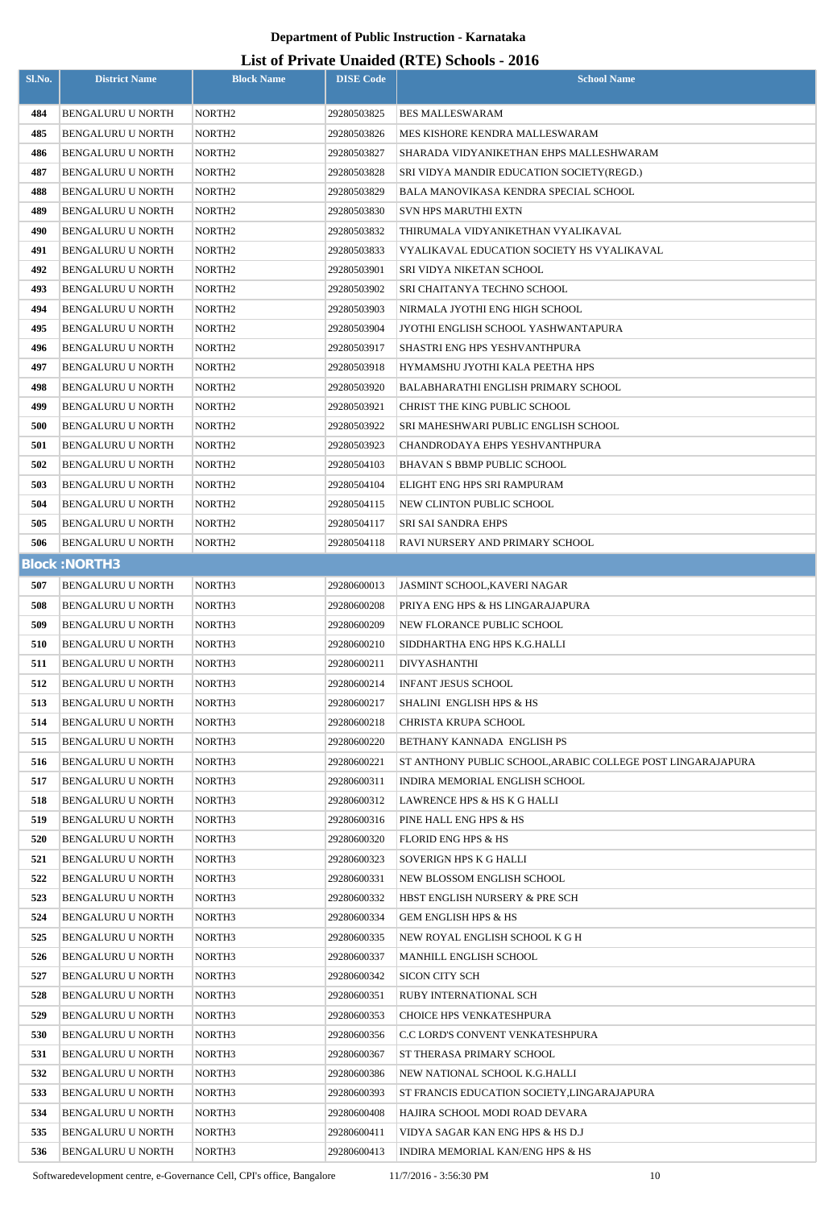# Department of Public Instruction - Karnataka

## List of Private Unaided (RTE) Schools - 2016

| Sl.No. | District Name | Block Name | DISE Code | School Name |
|---|---|---|---|---|
| 484 | BENGALURU U NORTH | NORTH2 | 29280503825 | BES MALLESWARAM |
| 485 | BENGALURU U NORTH | NORTH2 | 29280503826 | MES KISHORE KENDRA MALLESWARAM |
| 486 | BENGALURU U NORTH | NORTH2 | 29280503827 | SHARADA VIDYANIKETHAN EHPS MALLESHWARAM |
| 487 | BENGALURU U NORTH | NORTH2 | 29280503828 | SRI VIDYA MANDIR EDUCATION SOCIETY(REGD.) |
| 488 | BENGALURU U NORTH | NORTH2 | 29280503829 | BALA MANOVIKASA KENDRA SPECIAL SCHOOL |
| 489 | BENGALURU U NORTH | NORTH2 | 29280503830 | SVN HPS MARUTHI EXTN |
| 490 | BENGALURU U NORTH | NORTH2 | 29280503832 | THIRUMALA VIDYANIKETHAN VYALIKAVAL |
| 491 | BENGALURU U NORTH | NORTH2 | 29280503833 | VYALIKAVAL EDUCATION SOCIETY HS VYALIKAVAL |
| 492 | BENGALURU U NORTH | NORTH2 | 29280503901 | SRI VIDYA NIKETAN SCHOOL |
| 493 | BENGALURU U NORTH | NORTH2 | 29280503902 | SRI CHAITANYA TECHNO SCHOOL |
| 494 | BENGALURU U NORTH | NORTH2 | 29280503903 | NIRMALA JYOTHI ENG HIGH SCHOOL |
| 495 | BENGALURU U NORTH | NORTH2 | 29280503904 | JYOTHI ENGLISH SCHOOL YASHWANTAPURA |
| 496 | BENGALURU U NORTH | NORTH2 | 29280503917 | SHASTRI ENG HPS YESHVANTHPURA |
| 497 | BENGALURU U NORTH | NORTH2 | 29280503918 | HYMAMSHU JYOTHI KALA PEETHA HPS |
| 498 | BENGALURU U NORTH | NORTH2 | 29280503920 | BALABHARATHI ENGLISH PRIMARY SCHOOL |
| 499 | BENGALURU U NORTH | NORTH2 | 29280503921 | CHRIST THE KING PUBLIC SCHOOL |
| 500 | BENGALURU U NORTH | NORTH2 | 29280503922 | SRI MAHESHWARI PUBLIC ENGLISH SCHOOL |
| 501 | BENGALURU U NORTH | NORTH2 | 29280503923 | CHANDRODAYA EHPS YESHVANTHPURA |
| 502 | BENGALURU U NORTH | NORTH2 | 29280504103 | BHAVAN S BBMP PUBLIC SCHOOL |
| 503 | BENGALURU U NORTH | NORTH2 | 29280504104 | ELIGHT ENG HPS SRI RAMPURAM |
| 504 | BENGALURU U NORTH | NORTH2 | 29280504115 | NEW CLINTON PUBLIC SCHOOL |
| 505 | BENGALURU U NORTH | NORTH2 | 29280504117 | SRI SAI SANDRA EHPS |
| 506 | BENGALURU U NORTH | NORTH2 | 29280504118 | RAVI NURSERY AND PRIMARY SCHOOL |
| **Block :NORTH3** | | | | |
| 507 | BENGALURU U NORTH | NORTH3 | 29280600013 | JASMINT SCHOOL,KAVERI NAGAR |
| 508 | BENGALURU U NORTH | NORTH3 | 29280600208 | PRIYA ENG HPS & HS LINGARAJAPURA |
| 509 | BENGALURU U NORTH | NORTH3 | 29280600209 | NEW FLORANCE PUBLIC SCHOOL |
| 510 | BENGALURU U NORTH | NORTH3 | 29280600210 | SIDDHARTHA ENG HPS K.G.HALLI |
| 511 | BENGALURU U NORTH | NORTH3 | 29280600211 | DIVYASHANTHI |
| 512 | BENGALURU U NORTH | NORTH3 | 29280600214 | INFANT JESUS SCHOOL |
| 513 | BENGALURU U NORTH | NORTH3 | 29280600217 | SHALINI ENGLISH HPS & HS |
| 514 | BENGALURU U NORTH | NORTH3 | 29280600218 | CHRISTA KRUPA SCHOOL |
| 515 | BENGALURU U NORTH | NORTH3 | 29280600220 | BETHANY KANNADA ENGLISH PS |
| 516 | BENGALURU U NORTH | NORTH3 | 29280600221 | ST ANTHONY PUBLIC SCHOOL,ARABIC COLLEGE POST LINGARAJAPURA |
| 517 | BENGALURU U NORTH | NORTH3 | 29280600311 | INDIRA MEMORIAL ENGLISH SCHOOL |
| 518 | BENGALURU U NORTH | NORTH3 | 29280600312 | LAWRENCE HPS & HS K G HALLI |
| 519 | BENGALURU U NORTH | NORTH3 | 29280600316 | PINE HALL ENG HPS & HS |
| 520 | BENGALURU U NORTH | NORTH3 | 29280600320 | FLORID ENG HPS & HS |
| 521 | BENGALURU U NORTH | NORTH3 | 29280600323 | SOVERIGN HPS K G HALLI |
| 522 | BENGALURU U NORTH | NORTH3 | 29280600331 | NEW BLOSSOM ENGLISH SCHOOL |
| 523 | BENGALURU U NORTH | NORTH3 | 29280600332 | HBST ENGLISH NURSERY & PRE SCH |
| 524 | BENGALURU U NORTH | NORTH3 | 29280600334 | GEM ENGLISH HPS & HS |
| 525 | BENGALURU U NORTH | NORTH3 | 29280600335 | NEW ROYAL ENGLISH SCHOOL K G H |
| 526 | BENGALURU U NORTH | NORTH3 | 29280600337 | MANHILL ENGLISH SCHOOL |
| 527 | BENGALURU U NORTH | NORTH3 | 29280600342 | SICON CITY SCH |
| 528 | BENGALURU U NORTH | NORTH3 | 29280600351 | RUBY INTERNATIONAL SCH |
| 529 | BENGALURU U NORTH | NORTH3 | 29280600353 | CHOICE HPS VENKATESHPURA |
| 530 | BENGALURU U NORTH | NORTH3 | 29280600356 | C.C LORD'S CONVENT VENKATESHPURA |
| 531 | BENGALURU U NORTH | NORTH3 | 29280600367 | ST THERASA PRIMARY SCHOOL |
| 532 | BENGALURU U NORTH | NORTH3 | 29280600386 | NEW NATIONAL SCHOOL K.G.HALLI |
| 533 | BENGALURU U NORTH | NORTH3 | 29280600393 | ST FRANCIS EDUCATION SOCIETY,LINGARAJAPURA |
| 534 | BENGALURU U NORTH | NORTH3 | 29280600408 | HAJIRA SCHOOL MODI ROAD DEVARA |
| 535 | BENGALURU U NORTH | NORTH3 | 29280600411 | VIDYA SAGAR KAN ENG HPS & HS D.J |
| 536 | BENGALURU U NORTH | NORTH3 | 29280600413 | INDIRA MEMORIAL KAN/ENG HPS & HS |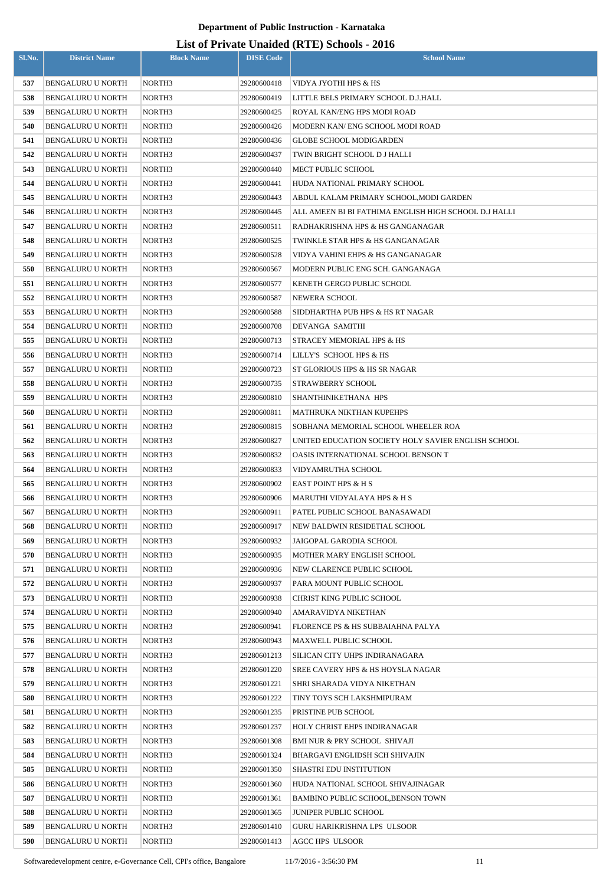**Department of Public Instruction - Karnataka**

**List of Private Unaided (RTE) Schools - 2016**

| Sl.No. | District Name | Block Name | DISE Code | School Name |
|---|---|---|---|---|
| 537 | BENGALURU U NORTH | NORTH3 | 29280600418 | VIDYA JYOTHI HPS & HS |
| 538 | BENGALURU U NORTH | NORTH3 | 29280600419 | LITTLE BELS PRIMARY SCHOOL D.J.HALL |
| 539 | BENGALURU U NORTH | NORTH3 | 29280600425 | ROYAL KAN/ENG HPS MODI ROAD |
| 540 | BENGALURU U NORTH | NORTH3 | 29280600426 | MODERN KAN/ ENG SCHOOL MODI ROAD |
| 541 | BENGALURU U NORTH | NORTH3 | 29280600436 | GLOBE SCHOOL MODIGARDEN |
| 542 | BENGALURU U NORTH | NORTH3 | 29280600437 | TWIN BRIGHT SCHOOL D J HALLI |
| 543 | BENGALURU U NORTH | NORTH3 | 29280600440 | MECT PUBLIC SCHOOL |
| 544 | BENGALURU U NORTH | NORTH3 | 29280600441 | HUDA NATIONAL PRIMARY SCHOOL |
| 545 | BENGALURU U NORTH | NORTH3 | 29280600443 | ABDUL KALAM PRIMARY SCHOOL,MODI GARDEN |
| 546 | BENGALURU U NORTH | NORTH3 | 29280600445 | ALL AMEEN BI BI FATHIMA ENGLISH HIGH SCHOOL D.J HALLI |
| 547 | BENGALURU U NORTH | NORTH3 | 29280600511 | RADHAKRISHNA HPS & HS GANGANAGAR |
| 548 | BENGALURU U NORTH | NORTH3 | 29280600525 | TWINKLE STAR HPS & HS GANGANAGAR |
| 549 | BENGALURU U NORTH | NORTH3 | 29280600528 | VIDYA VAHINI EHPS & HS GANGANAGAR |
| 550 | BENGALURU U NORTH | NORTH3 | 29280600567 | MODERN PUBLIC ENG SCH. GANGANAGA |
| 551 | BENGALURU U NORTH | NORTH3 | 29280600577 | KENETH GERGO PUBLIC SCHOOL |
| 552 | BENGALURU U NORTH | NORTH3 | 29280600587 | NEWERA SCHOOL |
| 553 | BENGALURU U NORTH | NORTH3 | 29280600588 | SIDDHARTHA PUB HPS & HS RT NAGAR |
| 554 | BENGALURU U NORTH | NORTH3 | 29280600708 | DEVANGA SAMITHI |
| 555 | BENGALURU U NORTH | NORTH3 | 29280600713 | STRACEY MEMORIAL HPS & HS |
| 556 | BENGALURU U NORTH | NORTH3 | 29280600714 | LILLY'S SCHOOL HPS & HS |
| 557 | BENGALURU U NORTH | NORTH3 | 29280600723 | ST GLORIOUS HPS & HS SR NAGAR |
| 558 | BENGALURU U NORTH | NORTH3 | 29280600735 | STRAWBERRY SCHOOL |
| 559 | BENGALURU U NORTH | NORTH3 | 29280600810 | SHANTHINIKETHANA HPS |
| 560 | BENGALURU U NORTH | NORTH3 | 29280600811 | MATHRUKA NIKTHAN KUPEHPS |
| 561 | BENGALURU U NORTH | NORTH3 | 29280600815 | SOBHANA MEMORIAL SCHOOL WHEELER ROA |
| 562 | BENGALURU U NORTH | NORTH3 | 29280600827 | UNITED EDUCATION SOCIETY HOLY SAVIER ENGLISH SCHOOL |
| 563 | BENGALURU U NORTH | NORTH3 | 29280600832 | OASIS INTERNATIONAL SCHOOL BENSON T |
| 564 | BENGALURU U NORTH | NORTH3 | 29280600833 | VIDYAMRUTHA SCHOOL |
| 565 | BENGALURU U NORTH | NORTH3 | 29280600902 | EAST POINT HPS & H S |
| 566 | BENGALURU U NORTH | NORTH3 | 29280600906 | MARUTHI VIDYALAYA HPS & H S |
| 567 | BENGALURU U NORTH | NORTH3 | 29280600911 | PATEL PUBLIC SCHOOL BANASAWADI |
| 568 | BENGALURU U NORTH | NORTH3 | 29280600917 | NEW BALDWIN RESIDETIAL SCHOOL |
| 569 | BENGALURU U NORTH | NORTH3 | 29280600932 | JAIGOPAL GARODIA SCHOOL |
| 570 | BENGALURU U NORTH | NORTH3 | 29280600935 | MOTHER MARY ENGLISH SCHOOL |
| 571 | BENGALURU U NORTH | NORTH3 | 29280600936 | NEW CLARENCE PUBLIC SCHOOL |
| 572 | BENGALURU U NORTH | NORTH3 | 29280600937 | PARA MOUNT PUBLIC SCHOOL |
| 573 | BENGALURU U NORTH | NORTH3 | 29280600938 | CHRIST KING PUBLIC SCHOOL |
| 574 | BENGALURU U NORTH | NORTH3 | 29280600940 | AMARAVIDYA NIKETHAN |
| 575 | BENGALURU U NORTH | NORTH3 | 29280600941 | FLORENCE PS & HS SUBBAIAHNA PALYA |
| 576 | BENGALURU U NORTH | NORTH3 | 29280600943 | MAXWELL PUBLIC SCHOOL |
| 577 | BENGALURU U NORTH | NORTH3 | 29280601213 | SILICAN CITY UHPS INDIRANAGARA |
| 578 | BENGALURU U NORTH | NORTH3 | 29280601220 | SREE CAVERY HPS & HS HOYSLA NAGAR |
| 579 | BENGALURU U NORTH | NORTH3 | 29280601221 | SHRI SHARADA VIDYA NIKETHAN |
| 580 | BENGALURU U NORTH | NORTH3 | 29280601222 | TINY TOYS SCH LAKSHMIPURAM |
| 581 | BENGALURU U NORTH | NORTH3 | 29280601235 | PRISTINE PUB SCHOOL |
| 582 | BENGALURU U NORTH | NORTH3 | 29280601237 | HOLY CHRIST EHPS INDIRANAGAR |
| 583 | BENGALURU U NORTH | NORTH3 | 29280601308 | BMI NUR & PRY SCHOOL SHIVAJI |
| 584 | BENGALURU U NORTH | NORTH3 | 29280601324 | BHARGAVI ENGLIDSH SCH SHIVAJIN |
| 585 | BENGALURU U NORTH | NORTH3 | 29280601350 | SHASTRI EDU INSTITUTION |
| 586 | BENGALURU U NORTH | NORTH3 | 29280601360 | HUDA NATIONAL SCHOOL SHIVAJINAGAR |
| 587 | BENGALURU U NORTH | NORTH3 | 29280601361 | BAMBINO PUBLIC SCHOOL,BENSON TOWN |
| 588 | BENGALURU U NORTH | NORTH3 | 29280601365 | JUNIPER PUBLIC SCHOOL |
| 589 | BENGALURU U NORTH | NORTH3 | 29280601410 | GURU HARIKRISHNA LPS ULSOOR |
| 590 | BENGALURU U NORTH | NORTH3 | 29280601413 | AGCC HPS ULSOOR |

Softwaredevelopment centre, e-Governance Cell, CPI's office, Bangalore 11/7/2016 - 3:56:30 PM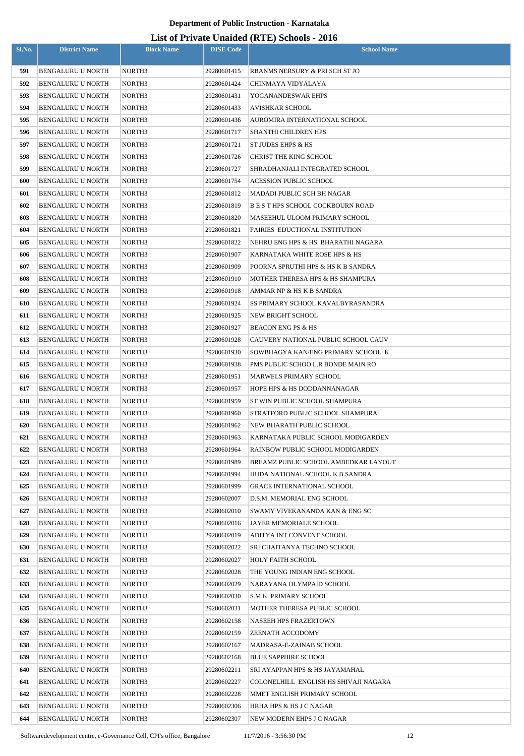**Department of Public Instruction - Karnataka**

# List of Private Unaided (RTE) Schools - 2016

| Sl.No. | District Name | Block Name | DISE Code | School Name |
|---|---|---|---|---|
| 591 | BENGALURU U NORTH | NORTH3 | 29280601415 | RBANMS NERSURY & PRI SCH ST JO |
| 592 | BENGALURU U NORTH | NORTH3 | 29280601424 | CHINMAYA VIDYALAYA |
| 593 | BENGALURU U NORTH | NORTH3 | 29280601431 | YOGANANDESWAR EHPS |
| 594 | BENGALURU U NORTH | NORTH3 | 29280601433 | AVISHKAR SCHOOL |
| 595 | BENGALURU U NORTH | NORTH3 | 29280601436 | AUROMIRA INTERNATIONAL SCHOOL |
| 596 | BENGALURU U NORTH | NORTH3 | 29280601717 | SHANTHI CHILDREN HPS |
| 597 | BENGALURU U NORTH | NORTH3 | 29280601721 | ST JUDES EHPS & HS |
| 598 | BENGALURU U NORTH | NORTH3 | 29280601726 | CHRIST THE KING SCHOOL |
| 599 | BENGALURU U NORTH | NORTH3 | 29280601727 | SHRADHANJALI INTEGRATED SCHOOL |
| 600 | BENGALURU U NORTH | NORTH3 | 29280601754 | ACESSION PUBLIC SCHOOL |
| 601 | BENGALURU U NORTH | NORTH3 | 29280601812 | MADADI PUBLIC SCH BH NAGAR |
| 602 | BENGALURU U NORTH | NORTH3 | 29280601819 | B E S T HPS SCHOOL COCKBOURN ROAD |
| 603 | BENGALURU U NORTH | NORTH3 | 29280601820 | MASEEHUL ULOOM PRIMARY SCHOOL |
| 604 | BENGALURU U NORTH | NORTH3 | 29280601821 | FAIRIES EDUCTIONAL INSTITUTION |
| 605 | BENGALURU U NORTH | NORTH3 | 29280601822 | NEHRU ENG HPS & HS BHARATHI NAGARA |
| 606 | BENGALURU U NORTH | NORTH3 | 29280601907 | KARNATAKA WHITE ROSE HPS & HS |
| 607 | BENGALURU U NORTH | NORTH3 | 29280601909 | POORNA SPRUTHI HPS & HS K B SANDRA |
| 608 | BENGALURU U NORTH | NORTH3 | 29280601910 | MOTHER THERESA HPS & HS SHAMPURA |
| 609 | BENGALURU U NORTH | NORTH3 | 29280601918 | AMMAR NP & HS K B SANDRA |
| 610 | BENGALURU U NORTH | NORTH3 | 29280601924 | SS PRIMARY SCHOOL KAVALBYRASANDRA |
| 611 | BENGALURU U NORTH | NORTH3 | 29280601925 | NEW BRIGHT SCHOOL |
| 612 | BENGALURU U NORTH | NORTH3 | 29280601927 | BEACON ENG PS & HS |
| 613 | BENGALURU U NORTH | NORTH3 | 29280601928 | CAUVERY NATIONAL PUBLIC SCHOOL CAUV |
| 614 | BENGALURU U NORTH | NORTH3 | 29280601930 | SOWBHAGYA KAN/ENG PRIMARY SCHOOL K |
| 615 | BENGALURU U NORTH | NORTH3 | 29280601938 | PMS PUBLIC SCHOO L.R BONDE MAIN RO |
| 616 | BENGALURU U NORTH | NORTH3 | 29280601951 | MARWELS PRIMARY SCHOOL |
| 617 | BENGALURU U NORTH | NORTH3 | 29280601957 | HOPE HPS & HS DODDANNANAGAR |
| 618 | BENGALURU U NORTH | NORTH3 | 29280601959 | ST WIN PUBLIC SCHOOL SHAMPURA |
| 619 | BENGALURU U NORTH | NORTH3 | 29280601960 | STRATFORD PUBLIC SCHOOL SHAMPURA |
| 620 | BENGALURU U NORTH | NORTH3 | 29280601962 | NEW BHARATH PUBLIC SCHOOL |
| 621 | BENGALURU U NORTH | NORTH3 | 29280601963 | KARNATAKA PUBLIC SCHOOL MODIGARDEN |
| 622 | BENGALURU U NORTH | NORTH3 | 29280601964 | RAINBOW PUBLIC SCHOOL MODIGARDEN |
| 623 | BENGALURU U NORTH | NORTH3 | 29280601989 | BREAMZ PUBLIC SCHOOL,AMBEDKAR LAYOUT |
| 624 | BENGALURU U NORTH | NORTH3 | 29280601994 | HUDA NATIONAL SCHOOL K.B.SANDRA |
| 625 | BENGALURU U NORTH | NORTH3 | 29280601999 | GRACE INTERNATIONAL SCHOOL |
| 626 | BENGALURU U NORTH | NORTH3 | 29280602007 | D.S.M. MEMORIAL ENG SCHOOL |
| 627 | BENGALURU U NORTH | NORTH3 | 29280602010 | SWAMY VIVEKANANDA KAN & ENG SC |
| 628 | BENGALURU U NORTH | NORTH3 | 29280602016 | JAYER MEMORIALE SCHOOL |
| 629 | BENGALURU U NORTH | NORTH3 | 29280602019 | ADITYA INT CONVENT SCHOOL |
| 630 | BENGALURU U NORTH | NORTH3 | 29280602022 | SRI CHAITANYA TECHNO SCHOOL |
| 631 | BENGALURU U NORTH | NORTH3 | 29280602027 | HOLY FAITH SCHOOL |
| 632 | BENGALURU U NORTH | NORTH3 | 29280602028 | THE YOUNG INDIAN ENG SCHOOL |
| 633 | BENGALURU U NORTH | NORTH3 | 29280602029 | NARAYANA OLYMPAID SCHOOL |
| 634 | BENGALURU U NORTH | NORTH3 | 29280602030 | S.M.K. PRIMARY SCHOOL |
| 635 | BENGALURU U NORTH | NORTH3 | 29280602031 | MOTHER THERESA PUBLIC SCHOOL |
| 636 | BENGALURU U NORTH | NORTH3 | 29280602158 | NASEEH HPS FRAZERTOWN |
| 637 | BENGALURU U NORTH | NORTH3 | 29280602159 | ZEENATH ACCODOMY |
| 638 | BENGALURU U NORTH | NORTH3 | 29280602167 | MADRASA-E-ZAINAB SCHOOL |
| 639 | BENGALURU U NORTH | NORTH3 | 29280602168 | BLUE SAPPHIRE SCHOOL |
| 640 | BENGALURU U NORTH | NORTH3 | 29280602211 | SRI AYAPPAN HPS & HS JAYAMAHAL |
| 641 | BENGALURU U NORTH | NORTH3 | 29280602227 | COLONELHILL ENGLISH HS SHIVAJI NAGARA |
| 642 | BENGALURU U NORTH | NORTH3 | 29280602228 | MMET ENGLISH PRIMARY SCHOOL |
| 643 | BENGALURU U NORTH | NORTH3 | 29280602306 | HRHA HPS & HS J C NAGAR |
| 644 | BENGALURU U NORTH | NORTH3 | 29280602307 | NEW MODERN EHPS J C NAGAR |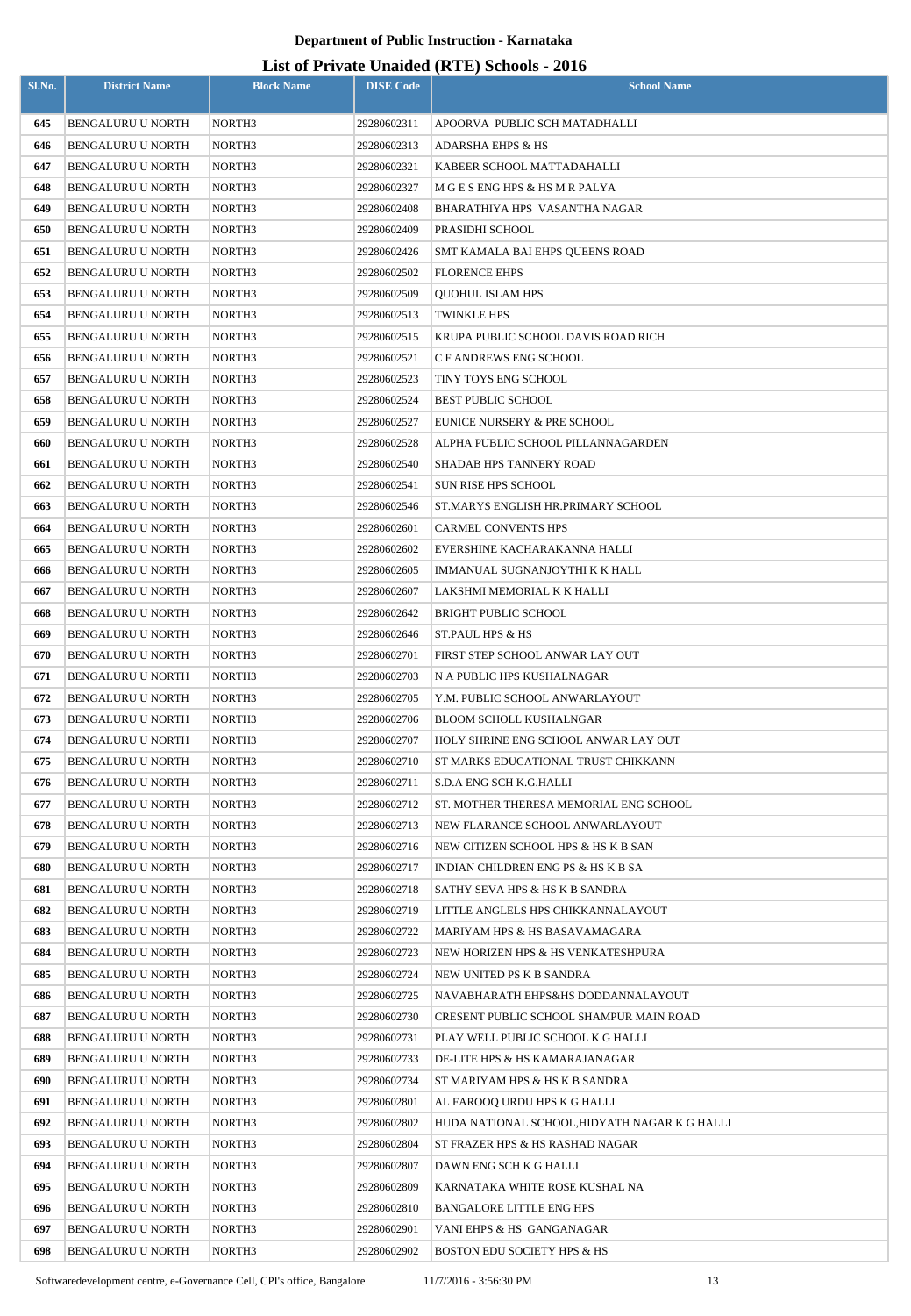# Department of Public Instruction - Karnataka

## List of Private Unaided (RTE) Schools - 2016

| Sl.No. | District Name | Block Name | DISE Code | School Name |
|---|---|---|---|---|
| 645 | BENGALURU U NORTH | NORTH3 | 29280602311 | APOORVA PUBLIC SCH MATADHALLI |
| 646 | BENGALURU U NORTH | NORTH3 | 29280602313 | ADARSHA EHPS & HS |
| 647 | BENGALURU U NORTH | NORTH3 | 29280602321 | KABEER SCHOOL MATTADAHALLI |
| 648 | BENGALURU U NORTH | NORTH3 | 29280602327 | M G E S ENG HPS & HS M R PALYA |
| 649 | BENGALURU U NORTH | NORTH3 | 29280602408 | BHARATHIYA HPS VASANTHA NAGAR |
| 650 | BENGALURU U NORTH | NORTH3 | 29280602409 | PRASIDHI SCHOOL |
| 651 | BENGALURU U NORTH | NORTH3 | 29280602426 | SMT KAMALA BAI EHPS QUEENS ROAD |
| 652 | BENGALURU U NORTH | NORTH3 | 29280602502 | FLORENCE EHPS |
| 653 | BENGALURU U NORTH | NORTH3 | 29280602509 | QUOHUL ISLAM HPS |
| 654 | BENGALURU U NORTH | NORTH3 | 29280602513 | TWINKLE HPS |
| 655 | BENGALURU U NORTH | NORTH3 | 29280602515 | KRUPA PUBLIC SCHOOL DAVIS ROAD RICH |
| 656 | BENGALURU U NORTH | NORTH3 | 29280602521 | C F ANDREWS ENG SCHOOL |
| 657 | BENGALURU U NORTH | NORTH3 | 29280602523 | TINY TOYS ENG SCHOOL |
| 658 | BENGALURU U NORTH | NORTH3 | 29280602524 | BEST PUBLIC SCHOOL |
| 659 | BENGALURU U NORTH | NORTH3 | 29280602527 | EUNICE NURSERY & PRE SCHOOL |
| 660 | BENGALURU U NORTH | NORTH3 | 29280602528 | ALPHA PUBLIC SCHOOL PILLANNAGARDEN |
| 661 | BENGALURU U NORTH | NORTH3 | 29280602540 | SHADAB HPS TANNERY ROAD |
| 662 | BENGALURU U NORTH | NORTH3 | 29280602541 | SUN RISE HPS SCHOOL |
| 663 | BENGALURU U NORTH | NORTH3 | 29280602546 | ST.MARYS ENGLISH HR.PRIMARY SCHOOL |
| 664 | BENGALURU U NORTH | NORTH3 | 29280602601 | CARMEL CONVENTS HPS |
| 665 | BENGALURU U NORTH | NORTH3 | 29280602602 | EVERSHINE KACHARAKANNA HALLI |
| 666 | BENGALURU U NORTH | NORTH3 | 29280602605 | IMMANUAL SUGNANJOYTHI K K HALL |
| 667 | BENGALURU U NORTH | NORTH3 | 29280602607 | LAKSHMI MEMORIAL K K HALLI |
| 668 | BENGALURU U NORTH | NORTH3 | 29280602642 | BRIGHT PUBLIC SCHOOL |
| 669 | BENGALURU U NORTH | NORTH3 | 29280602646 | ST.PAUL HPS & HS |
| 670 | BENGALURU U NORTH | NORTH3 | 29280602701 | FIRST STEP SCHOOL ANWAR LAY OUT |
| 671 | BENGALURU U NORTH | NORTH3 | 29280602703 | N A PUBLIC HPS KUSHALNAGAR |
| 672 | BENGALURU U NORTH | NORTH3 | 29280602705 | Y.M. PUBLIC SCHOOL ANWARLAYOUT |
| 673 | BENGALURU U NORTH | NORTH3 | 29280602706 | BLOOM SCHOLL KUSHALNGAR |
| 674 | BENGALURU U NORTH | NORTH3 | 29280602707 | HOLY SHRINE ENG SCHOOL ANWAR LAY OUT |
| 675 | BENGALURU U NORTH | NORTH3 | 29280602710 | ST MARKS EDUCATIONAL TRUST CHIKKANN |
| 676 | BENGALURU U NORTH | NORTH3 | 29280602711 | S.D.A ENG SCH K.G.HALLI |
| 677 | BENGALURU U NORTH | NORTH3 | 29280602712 | ST. MOTHER THERESA MEMORIAL ENG SCHOOL |
| 678 | BENGALURU U NORTH | NORTH3 | 29280602713 | NEW FLARANCE SCHOOL ANWARLAYOUT |
| 679 | BENGALURU U NORTH | NORTH3 | 29280602716 | NEW CITIZEN SCHOOL HPS & HS K B SAN |
| 680 | BENGALURU U NORTH | NORTH3 | 29280602717 | INDIAN CHILDREN ENG PS & HS K B SA |
| 681 | BENGALURU U NORTH | NORTH3 | 29280602718 | SATHY SEVA HPS & HS K B SANDRA |
| 682 | BENGALURU U NORTH | NORTH3 | 29280602719 | LITTLE ANGELS HPS CHIKKANNALAYOUT |
| 683 | BENGALURU U NORTH | NORTH3 | 29280602722 | MARIYAM HPS & HS BASAVAMAGARA |
| 684 | BENGALURU U NORTH | NORTH3 | 29280602723 | NEW HORIZEN HPS & HS VENKATESHPURA |
| 685 | BENGALURU U NORTH | NORTH3 | 29280602724 | NEW UNITED PS K B SANDRA |
| 686 | BENGALURU U NORTH | NORTH3 | 29280602725 | NAVABHARATH EHPS&HS DODDANNALAYOUT |
| 687 | BENGALURU U NORTH | NORTH3 | 29280602730 | CRESENT PUBLIC SCHOOL SHAMPUR MAIN ROAD |
| 688 | BENGALURU U NORTH | NORTH3 | 29280602731 | PLAY WELL PUBLIC SCHOOL K G HALLI |
| 689 | BENGALURU U NORTH | NORTH3 | 29280602733 | DE-LITE HPS & HS KAMARAJANAGAR |
| 690 | BENGALURU U NORTH | NORTH3 | 29280602734 | ST MARIYAM HPS & HS K B SANDRA |
| 691 | BENGALURU U NORTH | NORTH3 | 29280602801 | AL FAROOQ URDU HPS K G HALLI |
| 692 | BENGALURU U NORTH | NORTH3 | 29280602802 | HUDA NATIONAL SCHOOL,HIDYATH NAGAR K G HALLI |
| 693 | BENGALURU U NORTH | NORTH3 | 29280602804 | ST FRAZER HPS & HS RASHAD NAGAR |
| 694 | BENGALURU U NORTH | NORTH3 | 29280602807 | DAWN ENG SCH K G HALLI |
| 695 | BENGALURU U NORTH | NORTH3 | 29280602809 | KARNATAKA WHITE ROSE KUSHAL NA |
| 696 | BENGALURU U NORTH | NORTH3 | 29280602810 | BANGALORE LITTLE ENG HPS |
| 697 | BENGALURU U NORTH | NORTH3 | 29280602901 | VANI EHPS & HS GANGANAGAR |
| 698 | BENGALURU U NORTH | NORTH3 | 29280602902 | BOSTON EDU SOCIETY HPS & HS |

Softwaredevelopment centre, e-Governance Cell, CPI's office, Bangalore 11/7/2016 - 3:56:30 PM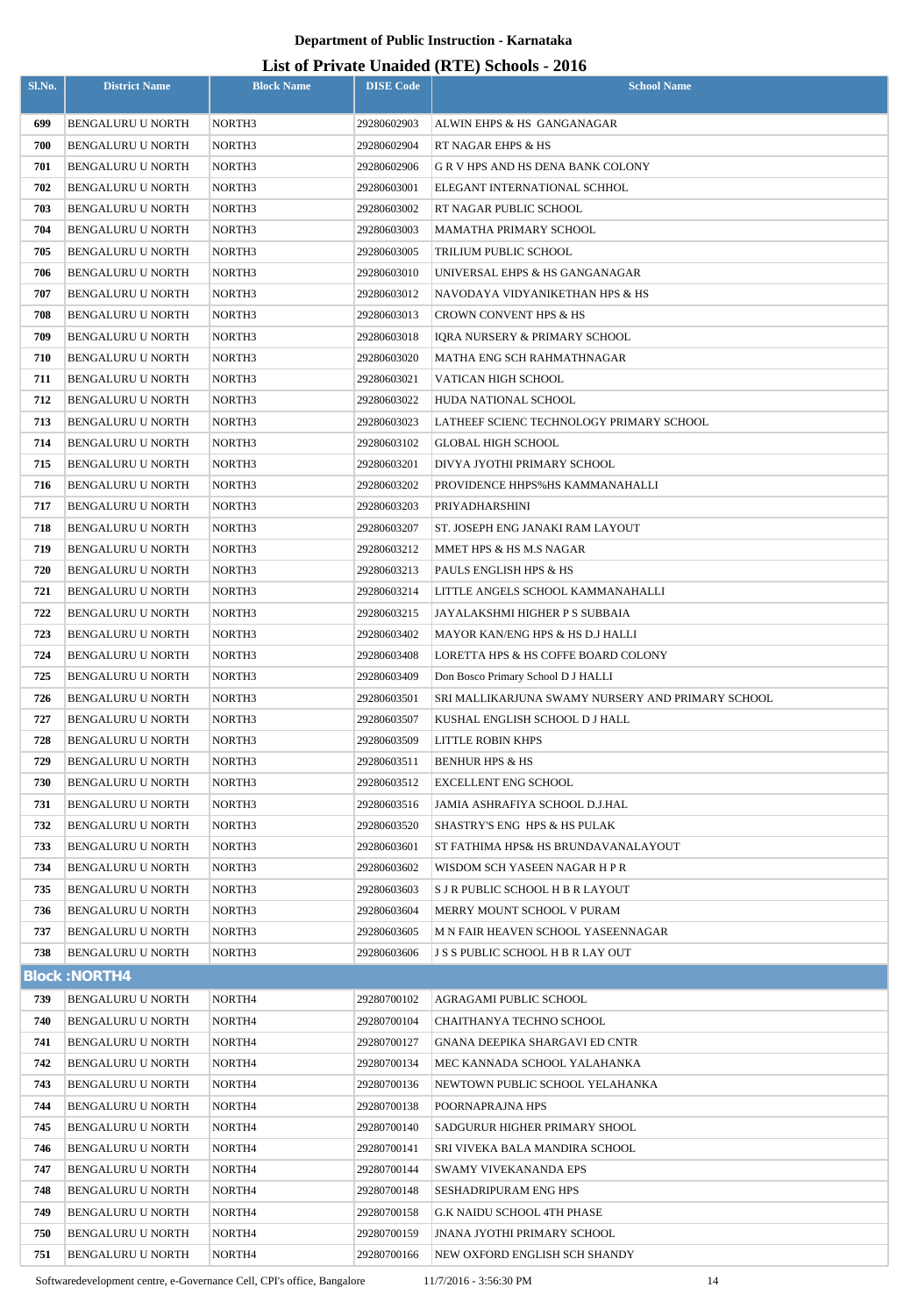**Department of Public Instruction - Karnataka**

# List of Private Unaided (RTE) Schools - 2016

| Sl.No. | District Name | Block Name | DISE Code | School Name |
|---|---|---|---|---|
| 699 | BENGALURU U NORTH | NORTH3 | 29280602903 | ALWIN EHPS & HS GANGANAGAR |
| 700 | BENGALURU U NORTH | NORTH3 | 29280602904 | RT NAGAR EHPS & HS |
| 701 | BENGALURU U NORTH | NORTH3 | 29280602906 | G R V HPS AND HS DENA BANK COLONY |
| 702 | BENGALURU U NORTH | NORTH3 | 29280603001 | ELEGANT INTERNATIONAL SCHHOL |
| 703 | BENGALURU U NORTH | NORTH3 | 29280603002 | RT NAGAR PUBLIC SCHOOL |
| 704 | BENGALURU U NORTH | NORTH3 | 29280603003 | MAMATHA PRIMARY SCHOOL |
| 705 | BENGALURU U NORTH | NORTH3 | 29280603005 | TRILIUM PUBLIC SCHOOL |
| 706 | BENGALURU U NORTH | NORTH3 | 29280603010 | UNIVERSAL EHPS & HS GANGANAGAR |
| 707 | BENGALURU U NORTH | NORTH3 | 29280603012 | NAVODAYA VIDYANIKETHAN HPS & HS |
| 708 | BENGALURU U NORTH | NORTH3 | 29280603013 | CROWN CONVENT HPS & HS |
| 709 | BENGALURU U NORTH | NORTH3 | 29280603018 | IQRA NURSERY & PRIMARY SCHOOL |
| 710 | BENGALURU U NORTH | NORTH3 | 29280603020 | MATHA ENG SCH RAHMATHNAGAR |
| 711 | BENGALURU U NORTH | NORTH3 | 29280603021 | VATICAN HIGH SCHOOL |
| 712 | BENGALURU U NORTH | NORTH3 | 29280603022 | HUDA NATIONAL SCHOOL |
| 713 | BENGALURU U NORTH | NORTH3 | 29280603023 | LATHEEF SCIENC TECHNOLOGY PRIMARY SCHOOL |
| 714 | BENGALURU U NORTH | NORTH3 | 29280603102 | GLOBAL HIGH SCHOOL |
| 715 | BENGALURU U NORTH | NORTH3 | 29280603201 | DIVYA JYOTHI PRIMARY SCHOOL |
| 716 | BENGALURU U NORTH | NORTH3 | 29280603202 | PROVIDENCE HHPS%HS KAMMANAHALLI |
| 717 | BENGALURU U NORTH | NORTH3 | 29280603203 | PRIYADHARSHINI |
| 718 | BENGALURU U NORTH | NORTH3 | 29280603207 | ST. JOSEPH ENG JANAKI RAM LAYOUT |
| 719 | BENGALURU U NORTH | NORTH3 | 29280603212 | MMET HPS & HS M.S NAGAR |
| 720 | BENGALURU U NORTH | NORTH3 | 29280603213 | PAULS ENGLISH HPS & HS |
| 721 | BENGALURU U NORTH | NORTH3 | 29280603214 | LITTLE ANGELS SCHOOL KAMMANAHALLI |
| 722 | BENGALURU U NORTH | NORTH3 | 29280603215 | JAYALAKSHMI HIGHER P S SUBBAIA |
| 723 | BENGALURU U NORTH | NORTH3 | 29280603402 | MAYOR KAN/ENG HPS & HS D.J HALLI |
| 724 | BENGALURU U NORTH | NORTH3 | 29280603408 | LORETTA HPS & HS COFFE BOARD COLONY |
| 725 | BENGALURU U NORTH | NORTH3 | 29280603409 | Don Bosco Primary School D J HALLI |
| 726 | BENGALURU U NORTH | NORTH3 | 29280603501 | SRI MALLIKARJUNA SWAMY NURSERY AND PRIMARY SCHOOL |
| 727 | BENGALURU U NORTH | NORTH3 | 29280603507 | KUSHAL ENGLISH SCHOOL D J HALL |
| 728 | BENGALURU U NORTH | NORTH3 | 29280603509 | LITTLE ROBIN KHPS |
| 729 | BENGALURU U NORTH | NORTH3 | 29280603511 | BENHUR HPS & HS |
| 730 | BENGALURU U NORTH | NORTH3 | 29280603512 | EXCELLENT ENG SCHOOL |
| 731 | BENGALURU U NORTH | NORTH3 | 29280603516 | JAMIA ASHRAFIYA SCHOOL D.J.HAL |
| 732 | BENGALURU U NORTH | NORTH3 | 29280603520 | SHASTRY'S ENG HPS & HS PULAK |
| 733 | BENGALURU U NORTH | NORTH3 | 29280603601 | ST FATHIMA HPS& HS BRUNDAVANALAYOUT |
| 734 | BENGALURU U NORTH | NORTH3 | 29280603602 | WISDOM SCH YASEEN NAGAR H P R |
| 735 | BENGALURU U NORTH | NORTH3 | 29280603603 | S J R PUBLIC SCHOOL H B R LAYOUT |
| 736 | BENGALURU U NORTH | NORTH3 | 29280603604 | MERRY MOUNT SCHOOL V PURAM |
| 737 | BENGALURU U NORTH | NORTH3 | 29280603605 | M N FAIR HEAVEN SCHOOL YASEENNAGAR |
| 738 | BENGALURU U NORTH | NORTH3 | 29280603606 | J S S PUBLIC SCHOOL H B R LAY OUT |
| **Block :NORTH4** | | | | |
| 739 | BENGALURU U NORTH | NORTH4 | 29280700102 | AGRAGAMI PUBLIC SCHOOL |
| 740 | BENGALURU U NORTH | NORTH4 | 29280700104 | CHAITHANYA TECHNO SCHOOL |
| 741 | BENGALURU U NORTH | NORTH4 | 29280700127 | GNANA DEEPIKA SHARGAVI ED CNTR |
| 742 | BENGALURU U NORTH | NORTH4 | 29280700134 | MEC KANNADA SCHOOL YALAHANKA |
| 743 | BENGALURU U NORTH | NORTH4 | 29280700136 | NEWTOWN PUBLIC SCHOOL YELAHANKA |
| 744 | BENGALURU U NORTH | NORTH4 | 29280700138 | POORNAPRAJNA HPS |
| 745 | BENGALURU U NORTH | NORTH4 | 29280700140 | SADGURUR HIGHER PRIMARY SHOOL |
| 746 | BENGALURU U NORTH | NORTH4 | 29280700141 | SRI VIVEKA BALA MANDIRA SCHOOL |
| 747 | BENGALURU U NORTH | NORTH4 | 29280700144 | SWAMY VIVEKANANDA EPS |
| 748 | BENGALURU U NORTH | NORTH4 | 29280700148 | SESHADRIPURAM ENG HPS |
| 749 | BENGALURU U NORTH | NORTH4 | 29280700158 | G.K NAIDU SCHOOL 4TH PHASE |
| 750 | BENGALURU U NORTH | NORTH4 | 29280700159 | JNANA JYOTHI PRIMARY SCHOOL |
| 751 | BENGALURU U NORTH | NORTH4 | 29280700166 | NEW OXFORD ENGLISH SCH SHANDY |

Softwaredevelopment centre, e-Governance Cell, CPI's office, Bangalore 11/7/2016 - 3:56:30 PM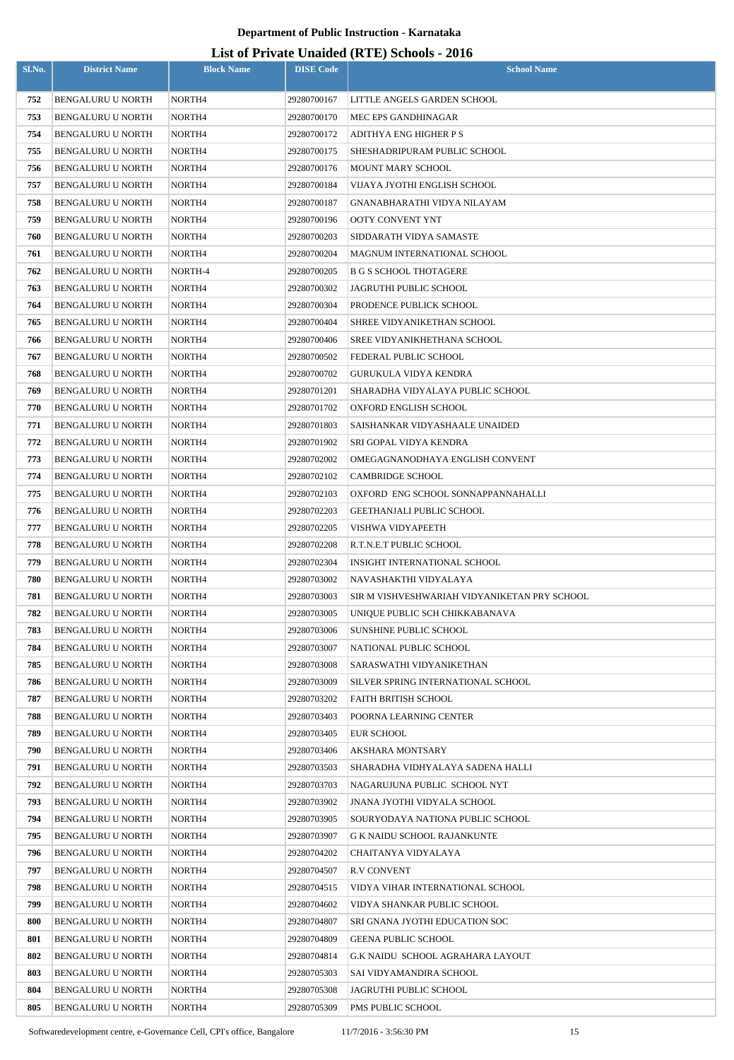# Department of Public Instruction - Karnataka

## List of Private Unaided (RTE) Schools - 2016

| Sl.No. | District Name | Block Name | DISE Code | School Name |
|---|---|---|---|---|
| 752 | BENGALURU U NORTH | NORTH4 | 29280700167 | LITTLE ANGELS GARDEN SCHOOL |
| 753 | BENGALURU U NORTH | NORTH4 | 29280700170 | MEC EPS GANDHINAGAR |
| 754 | BENGALURU U NORTH | NORTH4 | 29280700172 | ADITHYA ENG HIGHER P S |
| 755 | BENGALURU U NORTH | NORTH4 | 29280700175 | SHESHADRIPURAM PUBLIC SCHOOL |
| 756 | BENGALURU U NORTH | NORTH4 | 29280700176 | MOUNT MARY SCHOOL |
| 757 | BENGALURU U NORTH | NORTH4 | 29280700184 | VIJAYA JYOTHI ENGLISH SCHOOL |
| 758 | BENGALURU U NORTH | NORTH4 | 29280700187 | GNANABHARATHI VIDYA NILAYAM |
| 759 | BENGALURU U NORTH | NORTH4 | 29280700196 | OOTY CONVENT YNT |
| 760 | BENGALURU U NORTH | NORTH4 | 29280700203 | SIDDARATH VIDYA SAMASTE |
| 761 | BENGALURU U NORTH | NORTH4 | 29280700204 | MAGNUM INTERNATIONAL SCHOOL |
| 762 | BENGALURU U NORTH | NORTH-4 | 29280700205 | B G S SCHOOL THOTAGERE |
| 763 | BENGALURU U NORTH | NORTH4 | 29280700302 | JAGRUTHI PUBLIC SCHOOL |
| 764 | BENGALURU U NORTH | NORTH4 | 29280700304 | PRODENCE PUBLICK SCHOOL |
| 765 | BENGALURU U NORTH | NORTH4 | 29280700404 | SHREE VIDYANIKETHAN SCHOOL |
| 766 | BENGALURU U NORTH | NORTH4 | 29280700406 | SREE VIDYANIKHETHANA SCHOOL |
| 767 | BENGALURU U NORTH | NORTH4 | 29280700502 | FEDERAL PUBLIC SCHOOL |
| 768 | BENGALURU U NORTH | NORTH4 | 29280700702 | GURUKULA VIDYA KENDRA |
| 769 | BENGALURU U NORTH | NORTH4 | 29280701201 | SHARADHA VIDYALAYA PUBLIC SCHOOL |
| 770 | BENGALURU U NORTH | NORTH4 | 29280701702 | OXFORD ENGLISH SCHOOL |
| 771 | BENGALURU U NORTH | NORTH4 | 29280701803 | SAISHANKAR VIDYASHAALE UNAIDED |
| 772 | BENGALURU U NORTH | NORTH4 | 29280701902 | SRI GOPAL VIDYA KENDRA |
| 773 | BENGALURU U NORTH | NORTH4 | 29280702002 | OMEGAGNANODHAYA ENGLISH CONVENT |
| 774 | BENGALURU U NORTH | NORTH4 | 29280702102 | CAMBRIDGE SCHOOL |
| 775 | BENGALURU U NORTH | NORTH4 | 29280702103 | OXFORD ENG SCHOOL SONNAPPANNAHALLI |
| 776 | BENGALURU U NORTH | NORTH4 | 29280702203 | GEETHANJALI PUBLIC SCHOOL |
| 777 | BENGALURU U NORTH | NORTH4 | 29280702205 | VISHWA VIDYAPEETH |
| 778 | BENGALURU U NORTH | NORTH4 | 29280702208 | R.T.N.E.T PUBLIC SCHOOL |
| 779 | BENGALURU U NORTH | NORTH4 | 29280702304 | INSIGHT INTERNATIONAL SCHOOL |
| 780 | BENGALURU U NORTH | NORTH4 | 29280703002 | NAVASHAKTHI VIDYALAYA |
| 781 | BENGALURU U NORTH | NORTH4 | 29280703003 | SIR M VISHVESHWARIAH VIDYANIKETAN PRY SCHOOL |
| 782 | BENGALURU U NORTH | NORTH4 | 29280703005 | UNIQUE PUBLIC SCH CHIKKABANAVA |
| 783 | BENGALURU U NORTH | NORTH4 | 29280703006 | SUNSHINE PUBLIC SCHOOL |
| 784 | BENGALURU U NORTH | NORTH4 | 29280703007 | NATIONAL PUBLIC SCHOOL |
| 785 | BENGALURU U NORTH | NORTH4 | 29280703008 | SARASWATHI VIDYANIKETHAN |
| 786 | BENGALURU U NORTH | NORTH4 | 29280703009 | SILVER SPRING INTERNATIONAL SCHOOL |
| 787 | BENGALURU U NORTH | NORTH4 | 29280703202 | FAITH BRITISH SCHOOL |
| 788 | BENGALURU U NORTH | NORTH4 | 29280703403 | POORNA LEARNING CENTER |
| 789 | BENGALURU U NORTH | NORTH4 | 29280703405 | EUR SCHOOL |
| 790 | BENGALURU U NORTH | NORTH4 | 29280703406 | AKSHARA MONTSARY |
| 791 | BENGALURU U NORTH | NORTH4 | 29280703503 | SHARADHA VIDHYALAYA SADENA HALLI |
| 792 | BENGALURU U NORTH | NORTH4 | 29280703703 | NAGARUJUNA PUBLIC SCHOOL NYT |
| 793 | BENGALURU U NORTH | NORTH4 | 29280703902 | JNANA JYOTHI VIDYALA SCHOOL |
| 794 | BENGALURU U NORTH | NORTH4 | 29280703905 | SOURYODAYA NATIONA PUBLIC SCHOOL |
| 795 | BENGALURU U NORTH | NORTH4 | 29280703907 | G K NAIDU SCHOOL RAJANKUNTE |
| 796 | BENGALURU U NORTH | NORTH4 | 29280704202 | CHAITANYA VIDYALAYA |
| 797 | BENGALURU U NORTH | NORTH4 | 29280704507 | R.V CONVENT |
| 798 | BENGALURU U NORTH | NORTH4 | 29280704515 | VIDYA VIHAR INTERNATIONAL SCHOOL |
| 799 | BENGALURU U NORTH | NORTH4 | 29280704602 | VIDYA SHANKAR PUBLIC SCHOOL |
| 800 | BENGALURU U NORTH | NORTH4 | 29280704807 | SRI GNANA JYOTHI EDUCATION SOC |
| 801 | BENGALURU U NORTH | NORTH4 | 29280704809 | GEENA PUBLIC SCHOOL |
| 802 | BENGALURU U NORTH | NORTH4 | 29280704814 | G.K NAIDU SCHOOL AGRAHARA LAYOUT |
| 803 | BENGALURU U NORTH | NORTH4 | 29280705303 | SAI VIDYAMANDIRA SCHOOL |
| 804 | BENGALURU U NORTH | NORTH4 | 29280705308 | JAGRUTHI PUBLIC SCHOOL |
| 805 | BENGALURU U NORTH | NORTH4 | 29280705309 | PMS PUBLIC SCHOOL |

Softwaredevelopment centre, e-Governance Cell, CPI's office, Bangalore 11/7/2016 - 3:56:30 PM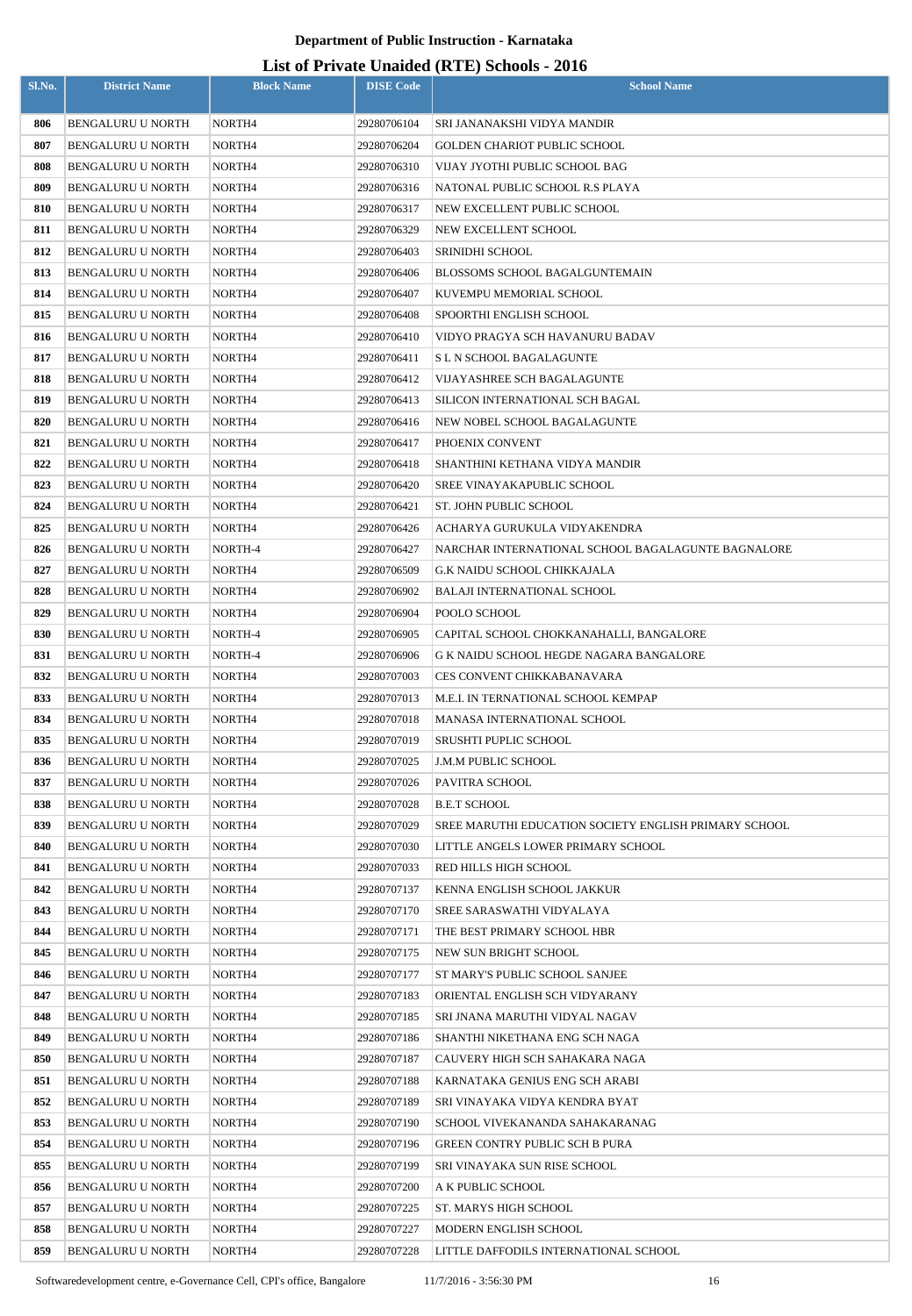**Department of Public Instruction - Karnataka**

# List of Private Unaided (RTE) Schools - 2016

| Sl.No. | District Name | Block Name | DISE Code | School Name |
|---|---|---|---|---|
| 806 | BENGALURU U NORTH | NORTH4 | 29280706104 | SRI JANANAKSHI VIDYA MANDIR |
| 807 | BENGALURU U NORTH | NORTH4 | 29280706204 | GOLDEN CHARIOT PUBLIC SCHOOL |
| 808 | BENGALURU U NORTH | NORTH4 | 29280706310 | VIJAY JYOTHI PUBLIC SCHOOL BAG |
| 809 | BENGALURU U NORTH | NORTH4 | 29280706316 | NATONAL PUBLIC SCHOOL R.S PLAYA |
| 810 | BENGALURU U NORTH | NORTH4 | 29280706317 | NEW EXCELLENT PUBLIC SCHOOL |
| 811 | BENGALURU U NORTH | NORTH4 | 29280706329 | NEW EXCELLENT SCHOOL |
| 812 | BENGALURU U NORTH | NORTH4 | 29280706403 | SRINIDHI SCHOOL |
| 813 | BENGALURU U NORTH | NORTH4 | 29280706406 | BLOSSOMS SCHOOL BAGALGUNTEMAIN |
| 814 | BENGALURU U NORTH | NORTH4 | 29280706407 | KUVEMPU MEMORIAL SCHOOL |
| 815 | BENGALURU U NORTH | NORTH4 | 29280706408 | SPOORTHI ENGLISH SCHOOL |
| 816 | BENGALURU U NORTH | NORTH4 | 29280706410 | VIDYO PRAGYA SCH HAVANURU BADAV |
| 817 | BENGALURU U NORTH | NORTH4 | 29280706411 | S L N SCHOOL BAGALAGUNTE |
| 818 | BENGALURU U NORTH | NORTH4 | 29280706412 | VIJAYASHREE SCH BAGALAGUNTE |
| 819 | BENGALURU U NORTH | NORTH4 | 29280706413 | SILICON INTERNATIONAL SCH BAGAL |
| 820 | BENGALURU U NORTH | NORTH4 | 29280706416 | NEW NOBEL SCHOOL BAGALAGUNTE |
| 821 | BENGALURU U NORTH | NORTH4 | 29280706417 | PHOENIX CONVENT |
| 822 | BENGALURU U NORTH | NORTH4 | 29280706418 | SHANTHINI KETHANA VIDYA MANDIR |
| 823 | BENGALURU U NORTH | NORTH4 | 29280706420 | SREE VINAYAKAPUBLIC SCHOOL |
| 824 | BENGALURU U NORTH | NORTH4 | 29280706421 | ST. JOHN PUBLIC SCHOOL |
| 825 | BENGALURU U NORTH | NORTH4 | 29280706426 | ACHARYA GURUKULA VIDYAKENDRA |
| 826 | BENGALURU U NORTH | NORTH-4 | 29280706427 | NARCHAR INTERNATIONAL SCHOOL BAGALAGUNTE BAGNALORE |
| 827 | BENGALURU U NORTH | NORTH4 | 29280706509 | G.K NAIDU SCHOOL CHIKKAJALA |
| 828 | BENGALURU U NORTH | NORTH4 | 29280706902 | BALAJI INTERNATIONAL SCHOOL |
| 829 | BENGALURU U NORTH | NORTH4 | 29280706904 | POOLO SCHOOL |
| 830 | BENGALURU U NORTH | NORTH-4 | 29280706905 | CAPITAL SCHOOL CHOKKANAHALLI, BANGALORE |
| 831 | BENGALURU U NORTH | NORTH-4 | 29280706906 | G K NAIDU SCHOOL HEGDE NAGARA BANGALORE |
| 832 | BENGALURU U NORTH | NORTH4 | 29280707003 | CES CONVENT CHIKKABANAVARA |
| 833 | BENGALURU U NORTH | NORTH4 | 29280707013 | M.E.I. IN TERNATIONAL SCHOOL KEMPAP |
| 834 | BENGALURU U NORTH | NORTH4 | 29280707018 | MANASA INTERNATIONAL SCHOOL |
| 835 | BENGALURU U NORTH | NORTH4 | 29280707019 | SRUSHTI PUPLIC SCHOOL |
| 836 | BENGALURU U NORTH | NORTH4 | 29280707025 | J.M.M PUBLIC SCHOOL |
| 837 | BENGALURU U NORTH | NORTH4 | 29280707026 | PAVITRA SCHOOL |
| 838 | BENGALURU U NORTH | NORTH4 | 29280707028 | B.E.T SCHOOL |
| 839 | BENGALURU U NORTH | NORTH4 | 29280707029 | SREE MARUTHI EDUCATION SOCIETY ENGLISH PRIMARY SCHOOL |
| 840 | BENGALURU U NORTH | NORTH4 | 29280707030 | LITTLE ANGELS LOWER PRIMARY SCHOOL |
| 841 | BENGALURU U NORTH | NORTH4 | 29280707033 | RED HILLS HIGH SCHOOL |
| 842 | BENGALURU U NORTH | NORTH4 | 29280707137 | KENNA ENGLISH SCHOOL JAKKUR |
| 843 | BENGALURU U NORTH | NORTH4 | 29280707170 | SREE SARASWATHI VIDYALAYA |
| 844 | BENGALURU U NORTH | NORTH4 | 29280707171 | THE BEST PRIMARY SCHOOL HBR |
| 845 | BENGALURU U NORTH | NORTH4 | 29280707175 | NEW SUN BRIGHT SCHOOL |
| 846 | BENGALURU U NORTH | NORTH4 | 29280707177 | ST MARY'S PUBLIC SCHOOL SANJEE |
| 847 | BENGALURU U NORTH | NORTH4 | 29280707183 | ORIENTAL ENGLISH SCH VIDYARANY |
| 848 | BENGALURU U NORTH | NORTH4 | 29280707185 | SRI JNANA MARUTHI VIDYAL NAGAV |
| 849 | BENGALURU U NORTH | NORTH4 | 29280707186 | SHANTHI NIKETHANA ENG SCH NAGA |
| 850 | BENGALURU U NORTH | NORTH4 | 29280707187 | CAUVERY HIGH SCH SAHAKARA NAGA |
| 851 | BENGALURU U NORTH | NORTH4 | 29280707188 | KARNATAKA GENIUS ENG SCH ARABI |
| 852 | BENGALURU U NORTH | NORTH4 | 29280707189 | SRI VINAYAKA VIDYA KENDRA BYAT |
| 853 | BENGALURU U NORTH | NORTH4 | 29280707190 | SCHOOL VIVEKANANDA SAHAKARANAG |
| 854 | BENGALURU U NORTH | NORTH4 | 29280707196 | GREEN CONTRY PUBLIC SCH B PURA |
| 855 | BENGALURU U NORTH | NORTH4 | 29280707199 | SRI VINAYAKA SUN RISE SCHOOL |
| 856 | BENGALURU U NORTH | NORTH4 | 29280707200 | A K PUBLIC SCHOOL |
| 857 | BENGALURU U NORTH | NORTH4 | 29280707225 | ST. MARYS HIGH SCHOOL |
| 858 | BENGALURU U NORTH | NORTH4 | 29280707227 | MODERN ENGLISH SCHOOL |
| 859 | BENGALURU U NORTH | NORTH4 | 29280707228 | LITTLE DAFFODILS INTERNATIONAL SCHOOL |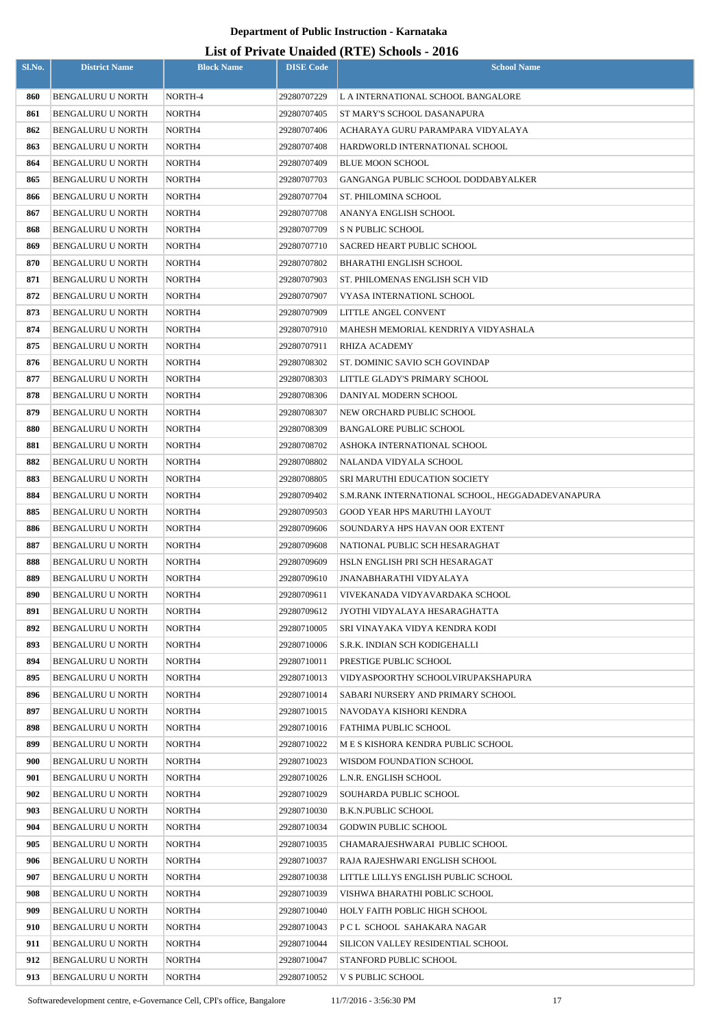**Department of Public Instruction - Karnataka**

# List of Private Unaided (RTE) Schools - 2016

| Sl.No. | District Name | Block Name | DISE Code | School Name |
|---|---|---|---|---|
| 860 | BENGALURU U NORTH | NORTH-4 | 29280707229 | L A INTERNATIONAL SCHOOL BANGALORE |
| 861 | BENGALURU U NORTH | NORTH4 | 29280707405 | ST MARY'S SCHOOL DASANAPURA |
| 862 | BENGALURU U NORTH | NORTH4 | 29280707406 | ACHARAYA GURU PARAMPARA VIDYALAYA |
| 863 | BENGALURU U NORTH | NORTH4 | 29280707408 | HARDWORLD INTERNATIONAL SCHOOL |
| 864 | BENGALURU U NORTH | NORTH4 | 29280707409 | BLUE MOON SCHOOL |
| 865 | BENGALURU U NORTH | NORTH4 | 29280707703 | GANGANGA PUBLIC SCHOOL DODDABYALKER |
| 866 | BENGALURU U NORTH | NORTH4 | 29280707704 | ST. PHILOMINA SCHOOL |
| 867 | BENGALURU U NORTH | NORTH4 | 29280707708 | ANANYA ENGLISH SCHOOL |
| 868 | BENGALURU U NORTH | NORTH4 | 29280707709 | S N PUBLIC SCHOOL |
| 869 | BENGALURU U NORTH | NORTH4 | 29280707710 | SACRED HEART PUBLIC SCHOOL |
| 870 | BENGALURU U NORTH | NORTH4 | 29280707802 | BHARATHI ENGLISH SCHOOL |
| 871 | BENGALURU U NORTH | NORTH4 | 29280707903 | ST. PHILOMENAS ENGLISH SCH VID |
| 872 | BENGALURU U NORTH | NORTH4 | 29280707907 | VYASA INTERNATIONL SCHOOL |
| 873 | BENGALURU U NORTH | NORTH4 | 29280707909 | LITTLE ANGEL CONVENT |
| 874 | BENGALURU U NORTH | NORTH4 | 29280707910 | MAHESH MEMORIAL KENDRIYA VIDYASHALA |
| 875 | BENGALURU U NORTH | NORTH4 | 29280707911 | RHIZA ACADEMY |
| 876 | BENGALURU U NORTH | NORTH4 | 29280708302 | ST. DOMINIC SAVIO SCH GOVINDAP |
| 877 | BENGALURU U NORTH | NORTH4 | 29280708303 | LITTLE GLADY'S PRIMARY SCHOOL |
| 878 | BENGALURU U NORTH | NORTH4 | 29280708306 | DANIYAL MODERN SCHOOL |
| 879 | BENGALURU U NORTH | NORTH4 | 29280708307 | NEW ORCHARD PUBLIC SCHOOL |
| 880 | BENGALURU U NORTH | NORTH4 | 29280708309 | BANGALORE PUBLIC SCHOOL |
| 881 | BENGALURU U NORTH | NORTH4 | 29280708702 | ASHOKA INTERNATIONAL SCHOOL |
| 882 | BENGALURU U NORTH | NORTH4 | 29280708802 | NALANDA VIDYALA SCHOOL |
| 883 | BENGALURU U NORTH | NORTH4 | 29280708805 | SRI MARUTHI EDUCATION SOCIETY |
| 884 | BENGALURU U NORTH | NORTH4 | 29280709402 | S.M.RANK INTERNATIONAL SCHOOL, HEGGADADEVANAPURA |
| 885 | BENGALURU U NORTH | NORTH4 | 29280709503 | GOOD YEAR HPS MARUTHI LAYOUT |
| 886 | BENGALURU U NORTH | NORTH4 | 29280709606 | SOUNDARYA HPS HAVAN OOR EXTENT |
| 887 | BENGALURU U NORTH | NORTH4 | 29280709608 | NATIONAL PUBLIC SCH HESARAGHAT |
| 888 | BENGALURU U NORTH | NORTH4 | 29280709609 | HSLN ENGLISH PRI SCH HESARAGAT |
| 889 | BENGALURU U NORTH | NORTH4 | 29280709610 | JNANABHARATHI VIDYALAYA |
| 890 | BENGALURU U NORTH | NORTH4 | 29280709611 | VIVEKANADA VIDYAVARDAKA SCHOOL |
| 891 | BENGALURU U NORTH | NORTH4 | 29280709612 | JYOTHI VIDYALAYA HESARAGHATTA |
| 892 | BENGALURU U NORTH | NORTH4 | 29280710005 | SRI VINAYAKA VIDYA KENDRA KODI |
| 893 | BENGALURU U NORTH | NORTH4 | 29280710006 | S.R.K. INDIAN SCH KODIGEHALLI |
| 894 | BENGALURU U NORTH | NORTH4 | 29280710011 | PRESTIGE PUBLIC SCHOOL |
| 895 | BENGALURU U NORTH | NORTH4 | 29280710013 | VIDYASPOORTHY SCHOOLVIRUPAKSHAPURA |
| 896 | BENGALURU U NORTH | NORTH4 | 29280710014 | SABARI NURSERY AND PRIMARY SCHOOL |
| 897 | BENGALURU U NORTH | NORTH4 | 29280710015 | NAVODAYA KISHORI KENDRA |
| 898 | BENGALURU U NORTH | NORTH4 | 29280710016 | FATHIMA PUBLIC SCHOOL |
| 899 | BENGALURU U NORTH | NORTH4 | 29280710022 | M E S KISHORA KENDRA PUBLIC SCHOOL |
| 900 | BENGALURU U NORTH | NORTH4 | 29280710023 | WISDOM FOUNDATION SCHOOL |
| 901 | BENGALURU U NORTH | NORTH4 | 29280710026 | L.N.R. ENGLISH SCHOOL |
| 902 | BENGALURU U NORTH | NORTH4 | 29280710029 | SOUHARDA PUBLIC SCHOOL |
| 903 | BENGALURU U NORTH | NORTH4 | 29280710030 | B.K.N.PUBLIC SCHOOL |
| 904 | BENGALURU U NORTH | NORTH4 | 29280710034 | GODWIN PUBLIC SCHOOL |
| 905 | BENGALURU U NORTH | NORTH4 | 29280710035 | CHAMARAJESHWARAI PUBLIC SCHOOL |
| 906 | BENGALURU U NORTH | NORTH4 | 29280710037 | RAJA RAJESHWARI ENGLISH SCHOOL |
| 907 | BENGALURU U NORTH | NORTH4 | 29280710038 | LITTLE LILLYS ENGLISH PUBLIC SCHOOL |
| 908 | BENGALURU U NORTH | NORTH4 | 29280710039 | VISHWA BHARATHI POBLIC SCHOOL |
| 909 | BENGALURU U NORTH | NORTH4 | 29280710040 | HOLY FAITH POBLIC HIGH SCHOOL |
| 910 | BENGALURU U NORTH | NORTH4 | 29280710043 | P C L SCHOOL SAHAKARA NAGAR |
| 911 | BENGALURU U NORTH | NORTH4 | 29280710044 | SILICON VALLEY RESIDENTIAL SCHOOL |
| 912 | BENGALURU U NORTH | NORTH4 | 29280710047 | STANFORD PUBLIC SCHOOL |
| 913 | BENGALURU U NORTH | NORTH4 | 29280710052 | V S PUBLIC SCHOOL |

Softwaredevelopment centre, e-Governance Cell, CPI's office, Bangalore    11/7/2016 - 3:56:30 PM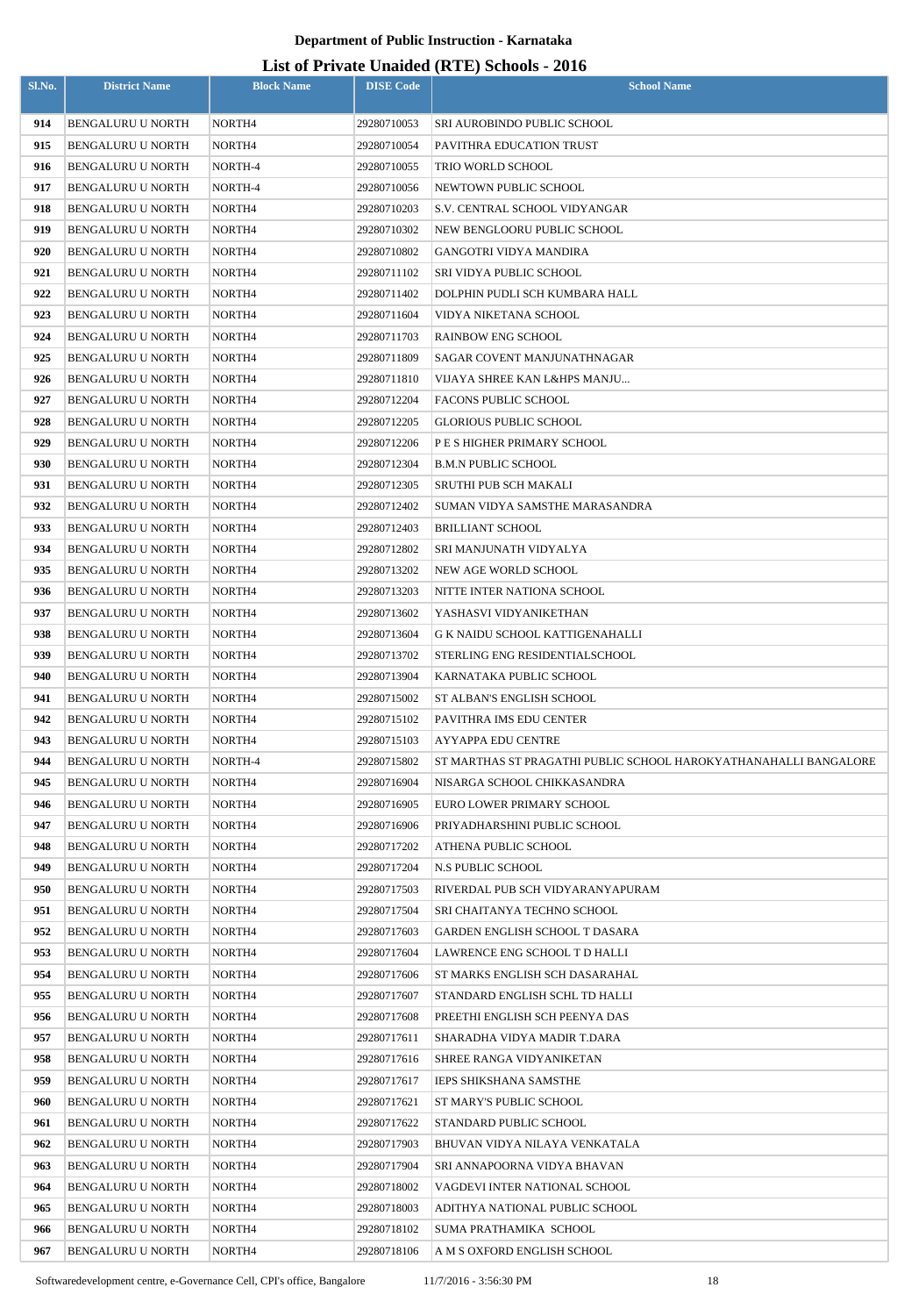# Department of Public Instruction - Karnataka

## List of Private Unaided (RTE) Schools - 2016

| Sl.No. | District Name | Block Name | DISE Code | School Name |
|---|---|---|---|---|
| 914 | BENGALURU U NORTH | NORTH4 | 29280710053 | SRI AUROBINDO PUBLIC SCHOOL |
| 915 | BENGALURU U NORTH | NORTH4 | 29280710054 | PAVITHRA EDUCATION TRUST |
| 916 | BENGALURU U NORTH | NORTH-4 | 29280710055 | TRIO WORLD SCHOOL |
| 917 | BENGALURU U NORTH | NORTH-4 | 29280710056 | NEWTOWN PUBLIC SCHOOL |
| 918 | BENGALURU U NORTH | NORTH4 | 29280710203 | S.V. CENTRAL SCHOOL VIDYANGAR |
| 919 | BENGALURU U NORTH | NORTH4 | 29280710302 | NEW BENGLOORU PUBLIC SCHOOL |
| 920 | BENGALURU U NORTH | NORTH4 | 29280710802 | GANGOTRI VIDYA MANDIRA |
| 921 | BENGALURU U NORTH | NORTH4 | 29280711102 | SRI VIDYA PUBLIC SCHOOL |
| 922 | BENGALURU U NORTH | NORTH4 | 29280711402 | DOLPHIN PUDLI SCH KUMBARA HALL |
| 923 | BENGALURU U NORTH | NORTH4 | 29280711604 | VIDYA NIKETANA SCHOOL |
| 924 | BENGALURU U NORTH | NORTH4 | 29280711703 | RAINBOW ENG SCHOOL |
| 925 | BENGALURU U NORTH | NORTH4 | 29280711809 | SAGAR COVENT MANJUNATHNAGAR |
| 926 | BENGALURU U NORTH | NORTH4 | 29280711810 | VIJAYA SHREE KAN L&HPS MANJU... |
| 927 | BENGALURU U NORTH | NORTH4 | 29280712204 | FACONS PUBLIC SCHOOL |
| 928 | BENGALURU U NORTH | NORTH4 | 29280712205 | GLORIOUS PUBLIC SCHOOL |
| 929 | BENGALURU U NORTH | NORTH4 | 29280712206 | P E S HIGHER PRIMARY SCHOOL |
| 930 | BENGALURU U NORTH | NORTH4 | 29280712304 | B.M.N PUBLIC SCHOOL |
| 931 | BENGALURU U NORTH | NORTH4 | 29280712305 | SRUTHI PUB SCH MAKALI |
| 932 | BENGALURU U NORTH | NORTH4 | 29280712402 | SUMAN VIDYA SAMSTHE MARASANDRA |
| 933 | BENGALURU U NORTH | NORTH4 | 29280712403 | BRILLIANT SCHOOL |
| 934 | BENGALURU U NORTH | NORTH4 | 29280712802 | SRI MANJUNATH VIDYALYA |
| 935 | BENGALURU U NORTH | NORTH4 | 29280713202 | NEW AGE WORLD SCHOOL |
| 936 | BENGALURU U NORTH | NORTH4 | 29280713203 | NITTE INTER NATIONA SCHOOL |
| 937 | BENGALURU U NORTH | NORTH4 | 29280713602 | YASHASVI VIDYANIKETHAN |
| 938 | BENGALURU U NORTH | NORTH4 | 29280713604 | G K NAIDU SCHOOL KATTIGENAHALLI |
| 939 | BENGALURU U NORTH | NORTH4 | 29280713702 | STERLING ENG RESIDENTIALSCHOOL |
| 940 | BENGALURU U NORTH | NORTH4 | 29280713904 | KARNATAKA PUBLIC SCHOOL |
| 941 | BENGALURU U NORTH | NORTH4 | 29280715002 | ST ALBAN'S ENGLISH SCHOOL |
| 942 | BENGALURU U NORTH | NORTH4 | 29280715102 | PAVITHRA IMS EDU CENTER |
| 943 | BENGALURU U NORTH | NORTH4 | 29280715103 | AYYAPPA EDU CENTRE |
| 944 | BENGALURU U NORTH | NORTH-4 | 29280715802 | ST MARTHAS ST PRAGATHI PUBLIC SCHOOL HAROKYATHANAHALLI BANGALORE |
| 945 | BENGALURU U NORTH | NORTH4 | 29280716904 | NISARGA SCHOOL CHIKKASANDRA |
| 946 | BENGALURU U NORTH | NORTH4 | 29280716905 | EURO LOWER PRIMARY SCHOOL |
| 947 | BENGALURU U NORTH | NORTH4 | 29280716906 | PRIYADHARSHINI PUBLIC SCHOOL |
| 948 | BENGALURU U NORTH | NORTH4 | 29280717202 | ATHENA PUBLIC SCHOOL |
| 949 | BENGALURU U NORTH | NORTH4 | 29280717204 | N.S PUBLIC SCHOOL |
| 950 | BENGALURU U NORTH | NORTH4 | 29280717503 | RIVERDAL PUB SCH VIDYARANYAPURAM |
| 951 | BENGALURU U NORTH | NORTH4 | 29280717504 | SRI CHAITANYA TECHNO SCHOOL |
| 952 | BENGALURU U NORTH | NORTH4 | 29280717603 | GARDEN ENGLISH SCHOOL T DASARA |
| 953 | BENGALURU U NORTH | NORTH4 | 29280717604 | LAWRENCE ENG SCHOOL T D HALLI |
| 954 | BENGALURU U NORTH | NORTH4 | 29280717606 | ST MARKS ENGLISH SCH DASARAHAL |
| 955 | BENGALURU U NORTH | NORTH4 | 29280717607 | STANDARD ENGLISH SCHL TD HALLI |
| 956 | BENGALURU U NORTH | NORTH4 | 29280717608 | PREETHI ENGLISH SCH PEENYA DAS |
| 957 | BENGALURU U NORTH | NORTH4 | 29280717611 | SHARADHA VIDYA MADIR T.DARA |
| 958 | BENGALURU U NORTH | NORTH4 | 29280717616 | SHREE RANGA VIDYANIKETAN |
| 959 | BENGALURU U NORTH | NORTH4 | 29280717617 | IEPS SHIKSHANA SAMSTHE |
| 960 | BENGALURU U NORTH | NORTH4 | 29280717621 | ST MARY'S PUBLIC SCHOOL |
| 961 | BENGALURU U NORTH | NORTH4 | 29280717622 | STANDARD PUBLIC SCHOOL |
| 962 | BENGALURU U NORTH | NORTH4 | 29280717903 | BHUVAN VIDYA NILAYA VENKATALA |
| 963 | BENGALURU U NORTH | NORTH4 | 29280717904 | SRI ANNAPOORNA VIDYA BHAVAN |
| 964 | BENGALURU U NORTH | NORTH4 | 29280718002 | VAGDEVI INTER NATIONAL SCHOOL |
| 965 | BENGALURU U NORTH | NORTH4 | 29280718003 | ADITHYA NATIONAL PUBLIC SCHOOL |
| 966 | BENGALURU U NORTH | NORTH4 | 29280718102 | SUMA PRATHAMIKA SCHOOL |
| 967 | BENGALURU U NORTH | NORTH4 | 29280718106 | A M S OXFORD ENGLISH SCHOOL |

Softwaredevelopment centre, e-Governance Cell, CPI's office, Bangalore 11/7/2016 - 3:56:30 PM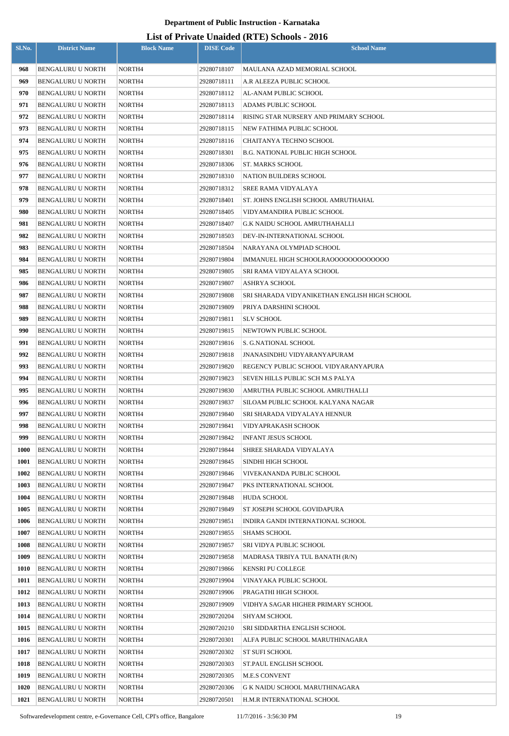# Department of Public Instruction - Karnataka

## List of Private Unaided (RTE) Schools - 2016

| Sl.No. | District Name | Block Name | DISE Code | School Name |
|---|---|---|---|---|
| 968 | BENGALURU U NORTH | NORTH4 | 29280718107 | MAULANA AZAD MEMORIAL SCHOOL |
| 969 | BENGALURU U NORTH | NORTH4 | 29280718111 | A.R ALEEZA PUBLIC SCHOOL |
| 970 | BENGALURU U NORTH | NORTH4 | 29280718112 | AL-ANAM PUBLIC SCHOOL |
| 971 | BENGALURU U NORTH | NORTH4 | 29280718113 | ADAMS PUBLIC SCHOOL |
| 972 | BENGALURU U NORTH | NORTH4 | 29280718114 | RISING STAR NURSERY AND PRIMARY SCHOOL |
| 973 | BENGALURU U NORTH | NORTH4 | 29280718115 | NEW FATHIMA PUBLIC SCHOOL |
| 974 | BENGALURU U NORTH | NORTH4 | 29280718116 | CHAITANYA TECHNO SCHOOL |
| 975 | BENGALURU U NORTH | NORTH4 | 29280718301 | B.G. NATIONAL PUBLIC HIGH SCHOOL |
| 976 | BENGALURU U NORTH | NORTH4 | 29280718306 | ST. MARKS SCHOOL |
| 977 | BENGALURU U NORTH | NORTH4 | 29280718310 | NATION BUILDERS SCHOOL |
| 978 | BENGALURU U NORTH | NORTH4 | 29280718312 | SREE RAMA VIDYALAYA |
| 979 | BENGALURU U NORTH | NORTH4 | 29280718401 | ST. JOHNS ENGLISH SCHOOL AMRUTHAHAL |
| 980 | BENGALURU U NORTH | NORTH4 | 29280718405 | VIDYAMANDIRA PUBLIC SCHOOL |
| 981 | BENGALURU U NORTH | NORTH4 | 29280718407 | G.K NAIDU SCHOOL AMRUTHAHALLI |
| 982 | BENGALURU U NORTH | NORTH4 | 29280718503 | DEV-IN-INTERNATIONAL SCHOOL |
| 983 | BENGALURU U NORTH | NORTH4 | 29280718504 | NARAYANA OLYMPIAD SCHOOL |
| 984 | BENGALURU U NORTH | NORTH4 | 29280719804 | IMMANUEL HIGH SCHOOLRAOOOOOOOOOOOOOO |
| 985 | BENGALURU U NORTH | NORTH4 | 29280719805 | SRI RAMA VIDYALAYA SCHOOL |
| 986 | BENGALURU U NORTH | NORTH4 | 29280719807 | ASHRYA SCHOOL |
| 987 | BENGALURU U NORTH | NORTH4 | 29280719808 | SRI SHARADA VIDYANIKETHAN ENGLISH HIGH SCHOOL |
| 988 | BENGALURU U NORTH | NORTH4 | 29280719809 | PRIYA DARSHINI SCHOOL |
| 989 | BENGALURU U NORTH | NORTH4 | 29280719811 | SLV SCHOOL |
| 990 | BENGALURU U NORTH | NORTH4 | 29280719815 | NEWTOWN PUBLIC SCHOOL |
| 991 | BENGALURU U NORTH | NORTH4 | 29280719816 | S. G.NATIONAL SCHOOL |
| 992 | BENGALURU U NORTH | NORTH4 | 29280719818 | JNANASINDHU VIDYARANYAPURAM |
| 993 | BENGALURU U NORTH | NORTH4 | 29280719820 | REGENCY PUBLIC SCHOOL VIDYARANYAPURA |
| 994 | BENGALURU U NORTH | NORTH4 | 29280719823 | SEVEN HILLS PUBLIC SCH M.S PALYA |
| 995 | BENGALURU U NORTH | NORTH4 | 29280719830 | AMRUTHA PUBLIC SCHOOL AMRUTHALLI |
| 996 | BENGALURU U NORTH | NORTH4 | 29280719837 | SILOAM PUBLIC SCHOOL KALYANA NAGAR |
| 997 | BENGALURU U NORTH | NORTH4 | 29280719840 | SRI SHARADA VIDYALAYA HENNUR |
| 998 | BENGALURU U NORTH | NORTH4 | 29280719841 | VIDYAPRAKASH SCHOOK |
| 999 | BENGALURU U NORTH | NORTH4 | 29280719842 | INFANT JESUS SCHOOL |
| 1000 | BENGALURU U NORTH | NORTH4 | 29280719844 | SHREE SHARADA VIDYALAYA |
| 1001 | BENGALURU U NORTH | NORTH4 | 29280719845 | SINDHI HIGH SCHOOL |
| 1002 | BENGALURU U NORTH | NORTH4 | 29280719846 | VIVEKANANDA PUBLIC SCHOOL |
| 1003 | BENGALURU U NORTH | NORTH4 | 29280719847 | PKS INTERNATIONAL SCHOOL |
| 1004 | BENGALURU U NORTH | NORTH4 | 29280719848 | HUDA SCHOOL |
| 1005 | BENGALURU U NORTH | NORTH4 | 29280719849 | ST JOSEPH SCHOOL GOVIDAPURA |
| 1006 | BENGALURU U NORTH | NORTH4 | 29280719851 | INDIRA GANDI INTERNATIONAL SCHOOL |
| 1007 | BENGALURU U NORTH | NORTH4 | 29280719855 | SHAMS SCHOOL |
| 1008 | BENGALURU U NORTH | NORTH4 | 29280719857 | SRI VIDYA PUBLIC SCHOOL |
| 1009 | BENGALURU U NORTH | NORTH4 | 29280719858 | MADRASA TRBIYA TUL BANATH (R/N) |
| 1010 | BENGALURU U NORTH | NORTH4 | 29280719866 | KENSRI PU COLLEGE |
| 1011 | BENGALURU U NORTH | NORTH4 | 29280719904 | VINAYAKA PUBLIC SCHOOL |
| 1012 | BENGALURU U NORTH | NORTH4 | 29280719906 | PRAGATHI HIGH SCHOOL |
| 1013 | BENGALURU U NORTH | NORTH4 | 29280719909 | VIDHYA SAGAR HIGHER PRIMARY SCHOOL |
| 1014 | BENGALURU U NORTH | NORTH4 | 29280720204 | SHYAM SCHOOL |
| 1015 | BENGALURU U NORTH | NORTH4 | 29280720210 | SRI SIDDARTHA ENGLISH SCHOOL |
| 1016 | BENGALURU U NORTH | NORTH4 | 29280720301 | ALFA PUBLIC SCHOOL MARUTHINAGARA |
| 1017 | BENGALURU U NORTH | NORTH4 | 29280720302 | ST SUFI SCHOOL |
| 1018 | BENGALURU U NORTH | NORTH4 | 29280720303 | ST.PAUL ENGLISH SCHOOL |
| 1019 | BENGALURU U NORTH | NORTH4 | 29280720305 | M.E.S CONVENT |
| 1020 | BENGALURU U NORTH | NORTH4 | 29280720306 | G K NAIDU SCHOOL MARUTHINAGARA |
| 1021 | BENGALURU U NORTH | NORTH4 | 29280720501 | H.M.R INTERNATIONAL SCHOOL |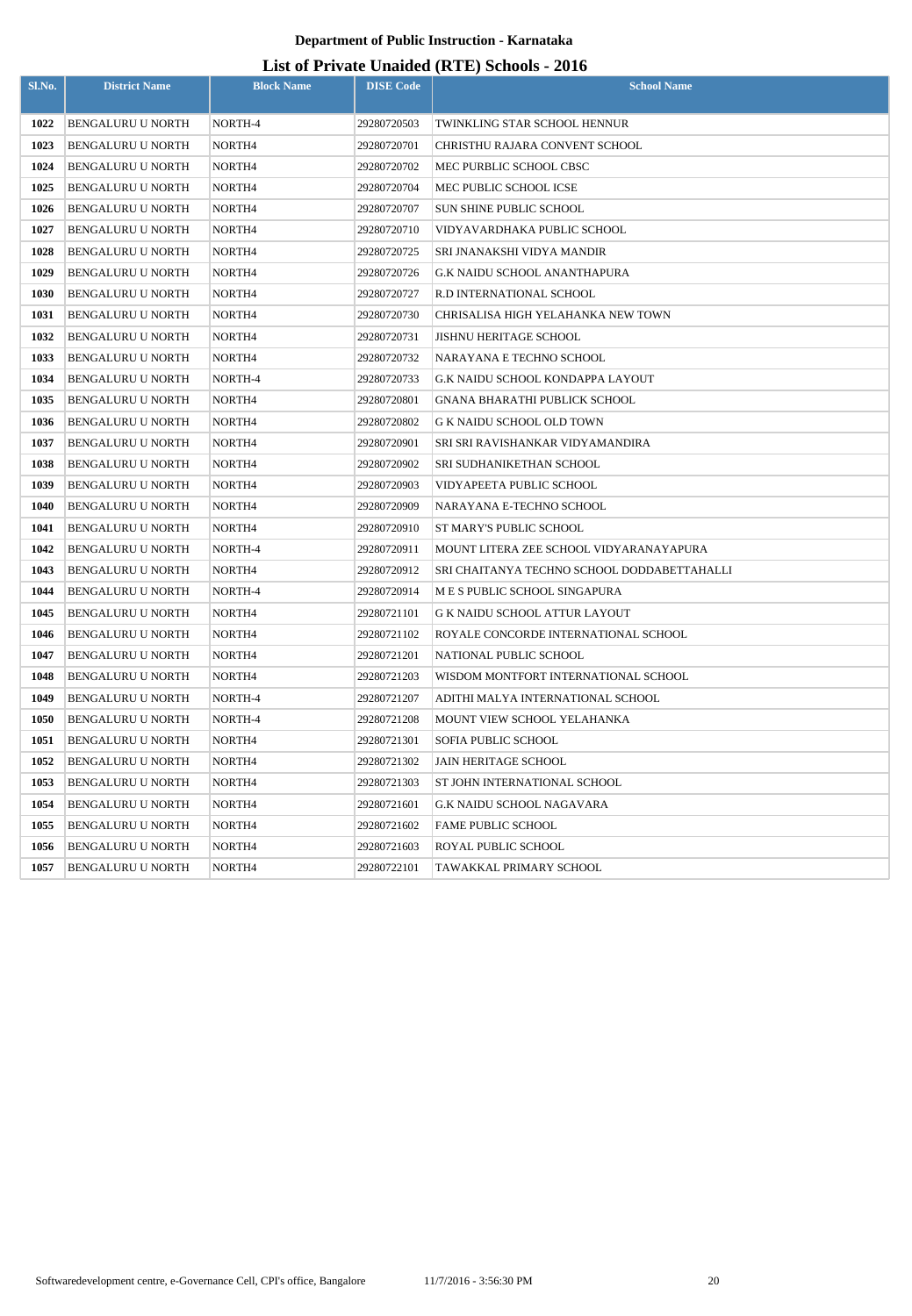**Department of Public Instruction - Karnataka**

## List of Private Unaided (RTE) Schools - 2016

| Sl.No. | District Name | Block Name | DISE Code | School Name |
|---|---|---|---|---|
| 1022 | BENGALURU U NORTH | NORTH-4 | 29280720503 | TWINKLING STAR SCHOOL HENNUR |
| 1023 | BENGALURU U NORTH | NORTH4 | 29280720701 | CHRISTHU RAJARA CONVENT SCHOOL |
| 1024 | BENGALURU U NORTH | NORTH4 | 29280720702 | MEC PURBLIC SCHOOL CBSC |
| 1025 | BENGALURU U NORTH | NORTH4 | 29280720704 | MEC PUBLIC SCHOOL ICSE |
| 1026 | BENGALURU U NORTH | NORTH4 | 29280720707 | SUN SHINE PUBLIC SCHOOL |
| 1027 | BENGALURU U NORTH | NORTH4 | 29280720710 | VIDYAVARDHAKA PUBLIC SCHOOL |
| 1028 | BENGALURU U NORTH | NORTH4 | 29280720725 | SRI JNANAKSHI VIDYA MANDIR |
| 1029 | BENGALURU U NORTH | NORTH4 | 29280720726 | G.K NAIDU SCHOOL ANANTHAPURA |
| 1030 | BENGALURU U NORTH | NORTH4 | 29280720727 | R.D INTERNATIONAL SCHOOL |
| 1031 | BENGALURU U NORTH | NORTH4 | 29280720730 | CHRISALISA HIGH YELAHANKA NEW TOWN |
| 1032 | BENGALURU U NORTH | NORTH4 | 29280720731 | JISHNU HERITAGE SCHOOL |
| 1033 | BENGALURU U NORTH | NORTH4 | 29280720732 | NARAYANA E TECHNO SCHOOL |
| 1034 | BENGALURU U NORTH | NORTH-4 | 29280720733 | G.K NAIDU SCHOOL KONDAPPA LAYOUT |
| 1035 | BENGALURU U NORTH | NORTH4 | 29280720801 | GNANA BHARATHI PUBLICK SCHOOL |
| 1036 | BENGALURU U NORTH | NORTH4 | 29280720802 | G K NAIDU SCHOOL OLD TOWN |
| 1037 | BENGALURU U NORTH | NORTH4 | 29280720901 | SRI SRI RAVISHANKAR VIDYAMANDIRA |
| 1038 | BENGALURU U NORTH | NORTH4 | 29280720902 | SRI SUDHANIKETHAN SCHOOL |
| 1039 | BENGALURU U NORTH | NORTH4 | 29280720903 | VIDYAPEETA PUBLIC SCHOOL |
| 1040 | BENGALURU U NORTH | NORTH4 | 29280720909 | NARAYANA E-TECHNO SCHOOL |
| 1041 | BENGALURU U NORTH | NORTH4 | 29280720910 | ST MARY'S PUBLIC SCHOOL |
| 1042 | BENGALURU U NORTH | NORTH-4 | 29280720911 | MOUNT LITERA ZEE SCHOOL VIDYARANAYAPURA |
| 1043 | BENGALURU U NORTH | NORTH4 | 29280720912 | SRI CHAITANYA TECHNO SCHOOL DODDABETTAHALLI |
| 1044 | BENGALURU U NORTH | NORTH-4 | 29280720914 | M E S PUBLIC SCHOOL SINGAPURA |
| 1045 | BENGALURU U NORTH | NORTH4 | 29280721101 | G K NAIDU SCHOOL ATTUR LAYOUT |
| 1046 | BENGALURU U NORTH | NORTH4 | 29280721102 | ROYALE CONCORDE INTERNATIONAL SCHOOL |
| 1047 | BENGALURU U NORTH | NORTH4 | 29280721201 | NATIONAL PUBLIC SCHOOL |
| 1048 | BENGALURU U NORTH | NORTH4 | 29280721203 | WISDOM MONTFORT INTERNATIONAL SCHOOL |
| 1049 | BENGALURU U NORTH | NORTH-4 | 29280721207 | ADITHI MALYA INTERNATIONAL SCHOOL |
| 1050 | BENGALURU U NORTH | NORTH-4 | 29280721208 | MOUNT VIEW SCHOOL YELAHANKA |
| 1051 | BENGALURU U NORTH | NORTH4 | 29280721301 | SOFIA PUBLIC SCHOOL |
| 1052 | BENGALURU U NORTH | NORTH4 | 29280721302 | JAIN HERITAGE SCHOOL |
| 1053 | BENGALURU U NORTH | NORTH4 | 29280721303 | ST JOHN INTERNATIONAL SCHOOL |
| 1054 | BENGALURU U NORTH | NORTH4 | 29280721601 | G.K NAIDU SCHOOL NAGAVARA |
| 1055 | BENGALURU U NORTH | NORTH4 | 29280721602 | FAME PUBLIC SCHOOL |
| 1056 | BENGALURU U NORTH | NORTH4 | 29280721603 | ROYAL PUBLIC SCHOOL |
| 1057 | BENGALURU U NORTH | NORTH4 | 29280722101 | TAWAKKAL PRIMARY SCHOOL |